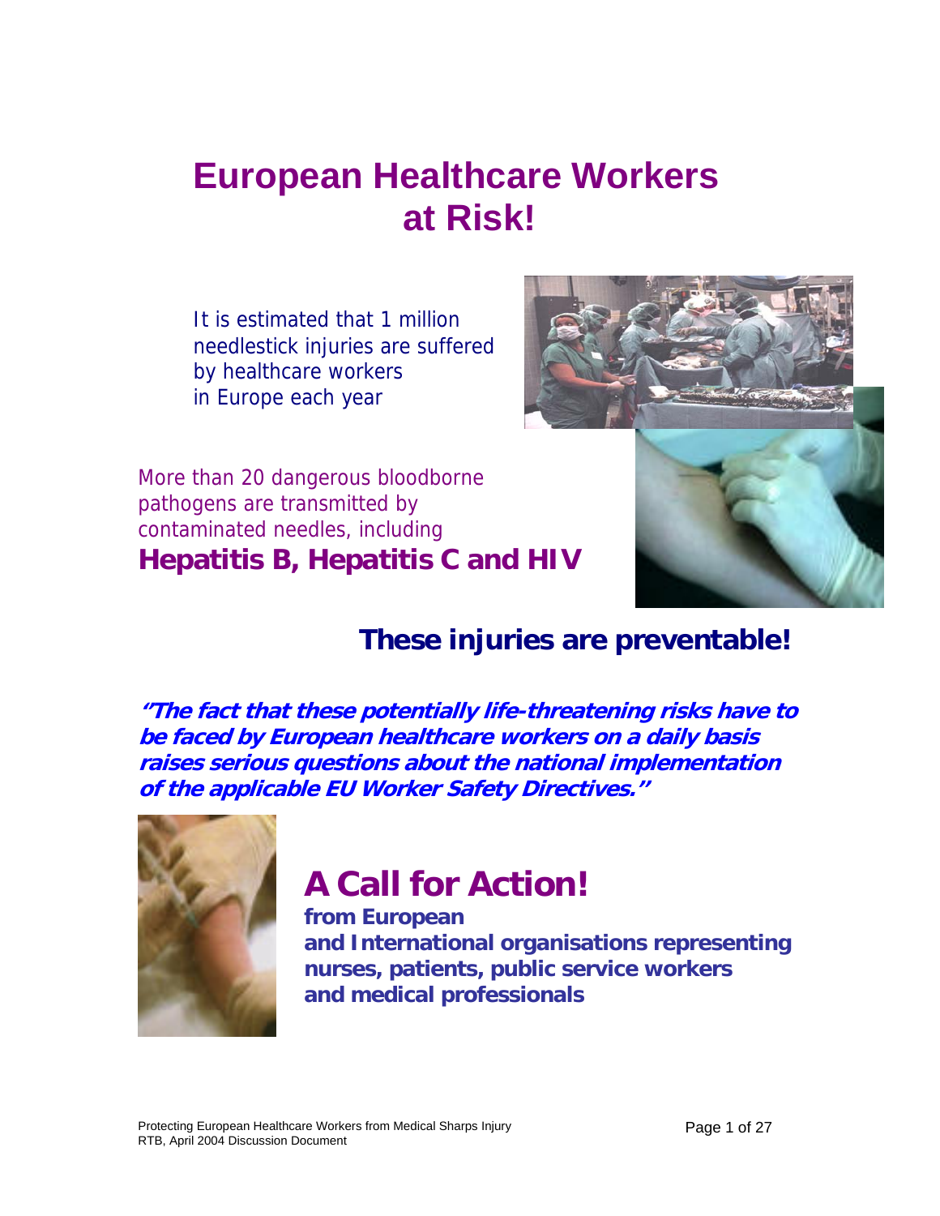# European Healthcare Workers at Risk!

It is estimated that 1 million needlestick injuries are suffered by healthcare workers in Europe each year

More than 20 dangerous bloodborne pathogens are transmitted by contaminated needles, including
**Hepatitis B, Hepatitis C and HIV**

## These injuries are preventable!

***"The fact that these potentially life-threatening risks have to be faced by European healthcare workers on a daily basis raises serious questions about the national implementation of the applicable EU Worker Safety Directives."***

# A Call for Action!

**from European and International organisations representing nurses, patients, public service workers and medical professionals**

Protecting European Healthcare Workers from Medical Sharps Injury
RTB, April 2004 Discussion Document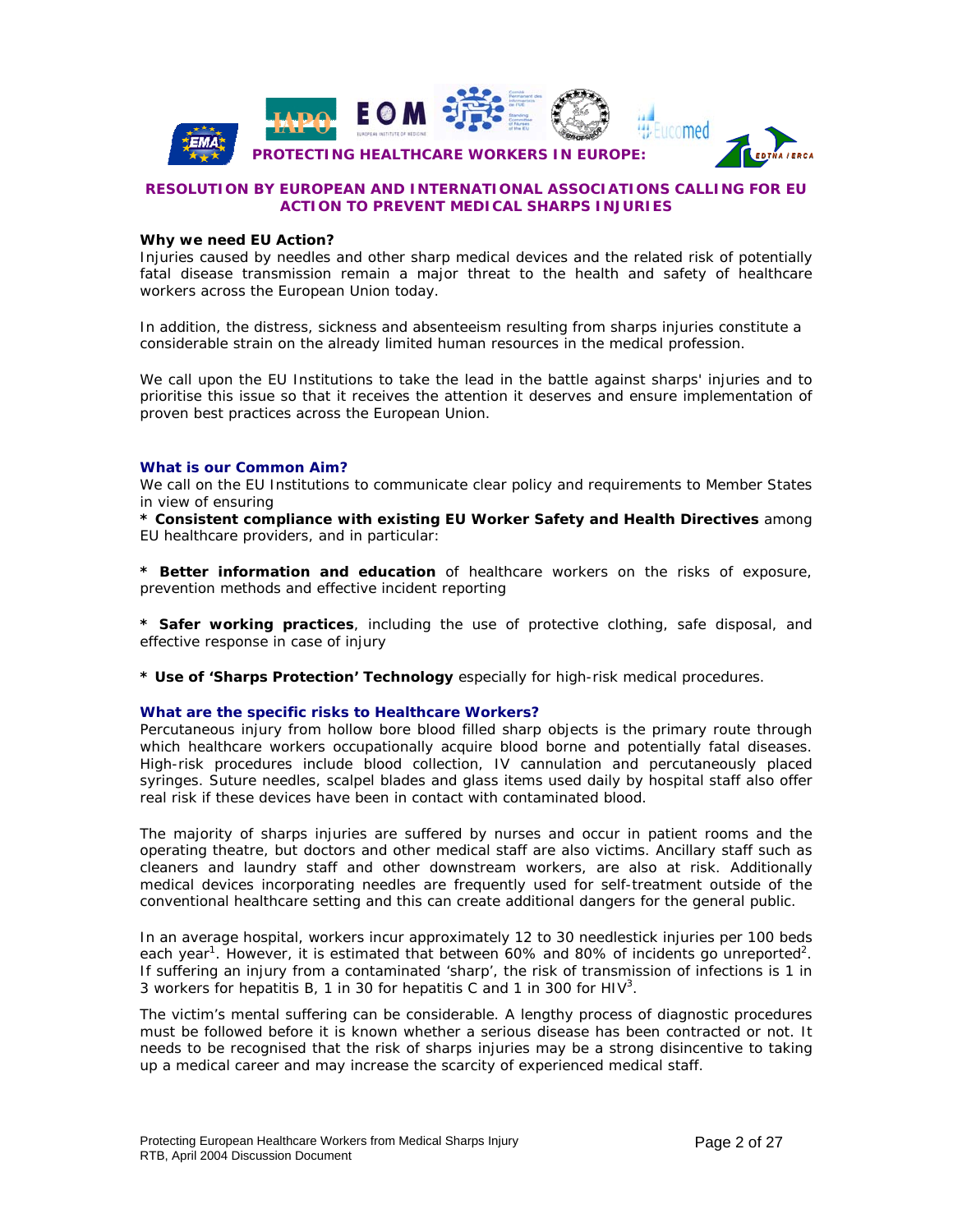**PROTECTING HEALTHCARE WORKERS IN EUROPE:**

## RESOLUTION BY EUROPEAN AND INTERNATIONAL ASSOCIATIONS CALLING FOR EU ACTION TO PREVENT MEDICAL SHARPS INJURIES

### Why we need EU Action?

Injuries caused by needles and other sharp medical devices and the related risk of potentially fatal disease transmission remain a major threat to the health and safety of healthcare workers across the European Union today.

In addition, the distress, sickness and absenteeism resulting from sharps injuries constitute a considerable strain on the already limited human resources in the medical profession.

We call upon the EU Institutions to take the lead in the battle against sharps' injuries and to prioritise this issue so that it receives the attention it deserves and ensure implementation of proven best practices across the European Union.

### What is our Common Aim?

We call on the EU Institutions to communicate clear policy and requirements to Member States in view of ensuring

* **Consistent compliance with existing EU Worker Safety and Health Directives** among EU healthcare providers, and in particular:

* **Better information and education** of healthcare workers on the risks of exposure, prevention methods and effective incident reporting

* **Safer working practices**, including the use of protective clothing, safe disposal, and effective response in case of injury

* **Use of 'Sharps Protection' Technology** especially for high-risk medical procedures.

### What are the specific risks to Healthcare Workers?

Percutaneous injury from hollow bore blood filled sharp objects is the primary route through which healthcare workers occupationally acquire blood borne and potentially fatal diseases. High-risk procedures include blood collection, IV cannulation and percutaneously placed syringes. Suture needles, scalpel blades and glass items used daily by hospital staff also offer real risk if these devices have been in contact with contaminated blood.

The majority of sharps injuries are suffered by nurses and occur in patient rooms and the operating theatre, but doctors and other medical staff are also victims. Ancillary staff such as cleaners and laundry staff and other downstream workers, are also at risk. Additionally medical devices incorporating needles are frequently used for self-treatment outside of the conventional healthcare setting and this can create additional dangers for the general public.

In an average hospital, workers incur approximately 12 to 30 needlestick injuries per 100 beds each year[1]. However, it is estimated that between 60% and 80% of incidents go unreported[2]. If suffering an injury from a contaminated 'sharp', the risk of transmission of infections is 1 in 3 workers for hepatitis B, 1 in 30 for hepatitis C and 1 in 300 for HIV[3].

The victim's mental suffering can be considerable. A lengthy process of diagnostic procedures must be followed before it is known whether a serious disease has been contracted or not. It needs to be recognised that the risk of sharps injuries may be a strong disincentive to taking up a medical career and may increase the scarcity of experienced medical staff.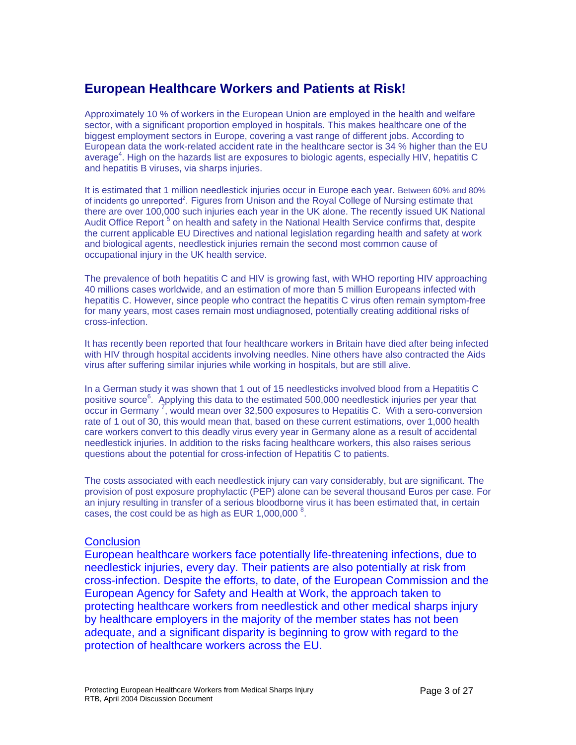## European Healthcare Workers and Patients at Risk!

Approximately 10 % of workers in the European Union are employed in the health and welfare sector, with a significant proportion employed in hospitals. This makes healthcare one of the biggest employment sectors in Europe, covering a vast range of different jobs. According to European data the work-related accident rate in the healthcare sector is 34 % higher than the EU average[4]. High on the hazards list are exposures to biologic agents, especially HIV, hepatitis C and hepatitis B viruses, via sharps injuries.

It is estimated that 1 million needlestick injuries occur in Europe each year. Between 60% and 80% of incidents go unreported[2]. Figures from Unison and the Royal College of Nursing estimate that there are over 100,000 such injuries each year in the UK alone. The recently issued UK National Audit Office Report [5] on health and safety in the National Health Service confirms that, despite the current applicable EU Directives and national legislation regarding health and safety at work and biological agents, needlestick injuries remain the second most common cause of occupational injury in the UK health service.

The prevalence of both hepatitis C and HIV is growing fast, with WHO reporting HIV approaching 40 millions cases worldwide, and an estimation of more than 5 million Europeans infected with hepatitis C. However, since people who contract the hepatitis C virus often remain symptom-free for many years, most cases remain most undiagnosed, potentially creating additional risks of cross-infection.

It has recently been reported that four healthcare workers in Britain have died after being infected with HIV through hospital accidents involving needles. Nine others have also contracted the Aids virus after suffering similar injuries while working in hospitals, but are still alive.

In a German study it was shown that 1 out of 15 needlesticks involved blood from a Hepatitis C positive source[6]. Applying this data to the estimated 500,000 needlestick injuries per year that occur in Germany [7], would mean over 32,500 exposures to Hepatitis C. With a sero-conversion rate of 1 out of 30, this would mean that, based on these current estimations, over 1,000 health care workers convert to this deadly virus every year in Germany alone as a result of accidental needlestick injuries. In addition to the risks facing healthcare workers, this also raises serious questions about the potential for cross-infection of Hepatitis C to patients.

The costs associated with each needlestick injury can vary considerably, but are significant. The provision of post exposure prophylactic (PEP) alone can be several thousand Euros per case. For an injury resulting in transfer of a serious bloodborne virus it has been estimated that, in certain cases, the cost could be as high as EUR 1,000,000 [8].

### Conclusion

European healthcare workers face potentially life-threatening infections, due to needlestick injuries, every day. Their patients are also potentially at risk from cross-infection. Despite the efforts, to date, of the European Commission and the European Agency for Safety and Health at Work, the approach taken to protecting healthcare workers from needlestick and other medical sharps injury by healthcare employers in the majority of the member states has not been adequate, and a significant disparity is beginning to grow with regard to the protection of healthcare workers across the EU.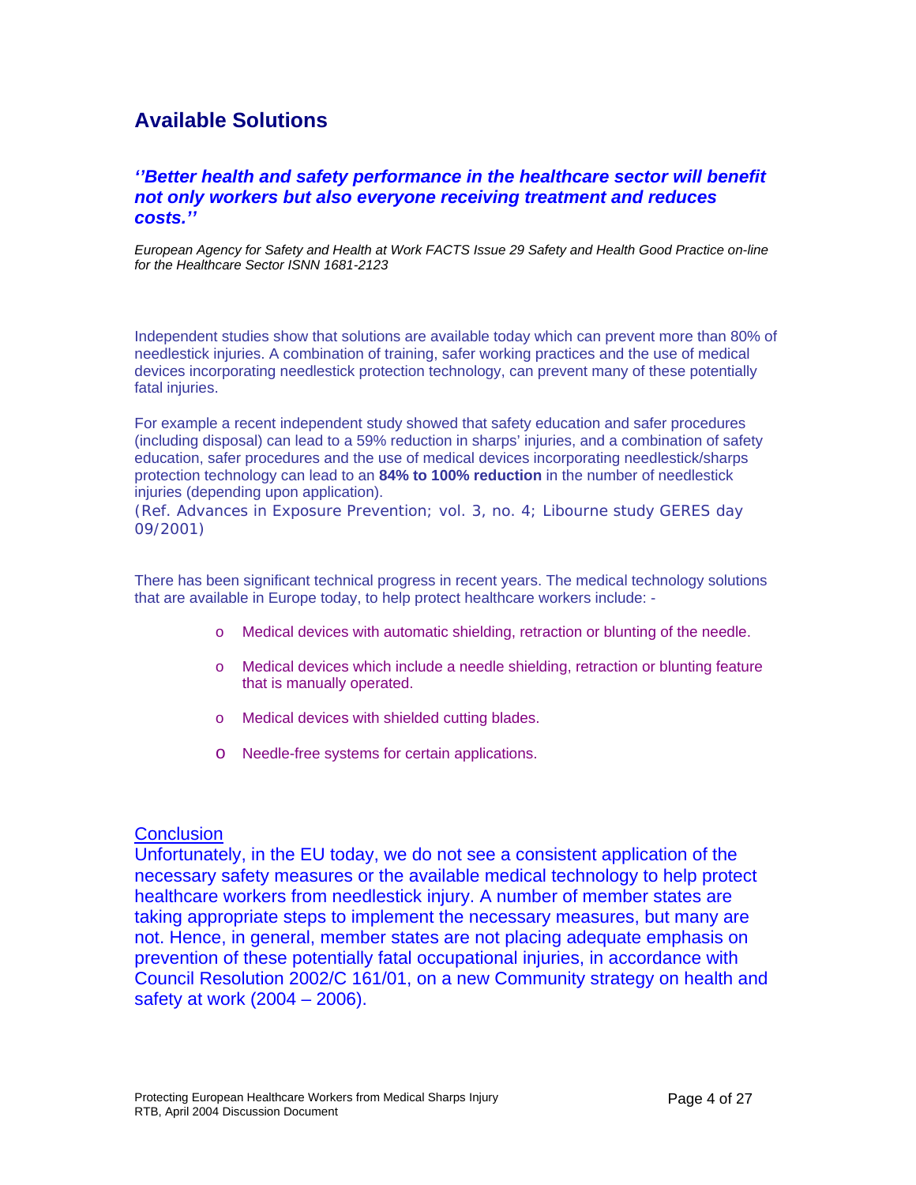## Available Solutions

***''Better health and safety performance in the healthcare sector will benefit not only workers but also everyone receiving treatment and reduces costs.''***

*European Agency for Safety and Health at Work FACTS Issue 29 Safety and Health Good Practice on-line for the Healthcare Sector ISNN 1681-2123*

Independent studies show that solutions are available today which can prevent more than 80% of needlestick injuries. A combination of training, safer working practices and the use of medical devices incorporating needlestick protection technology, can prevent many of these potentially fatal injuries.

For example a recent independent study showed that safety education and safer procedures (including disposal) can lead to a 59% reduction in sharps' injuries, and a combination of safety education, safer procedures and the use of medical devices incorporating needlestick/sharps protection technology can lead to an **84% to 100% reduction** in the number of needlestick injuries (depending upon application).
(Ref. Advances in Exposure Prevention; vol. 3, no. 4; Libourne study GERES day 09/2001)

There has been significant technical progress in recent years. The medical technology solutions that are available in Europe today, to help protect healthcare workers include: -

- Medical devices with automatic shielding, retraction or blunting of the needle.
- Medical devices which include a needle shielding, retraction or blunting feature that is manually operated.
- Medical devices with shielded cutting blades.
- Needle-free systems for certain applications.

### Conclusion

Unfortunately, in the EU today, we do not see a consistent application of the necessary safety measures or the available medical technology to help protect healthcare workers from needlestick injury. A number of member states are taking appropriate steps to implement the necessary measures, but many are not. Hence, in general, member states are not placing adequate emphasis on prevention of these potentially fatal occupational injuries, in accordance with Council Resolution 2002/C 161/01, on a new Community strategy on health and safety at work (2004 – 2006).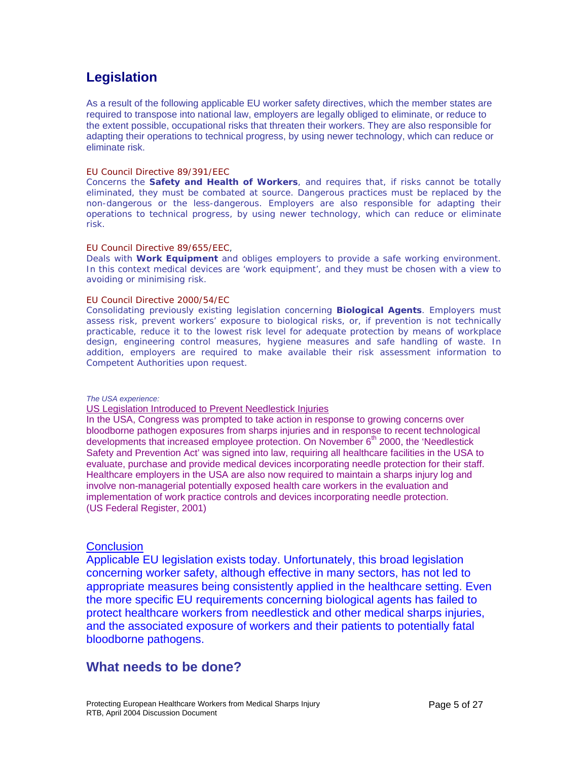## Legislation

As a result of the following applicable EU worker safety directives, which the member states are required to transpose into national law, employers are legally obliged to eliminate, or reduce to the extent possible, occupational risks that threaten their workers. They are also responsible for adapting their operations to technical progress, by using newer technology, which can reduce or eliminate risk.

EU Council Directive 89/391/EEC
Concerns the **Safety and Health of Workers**, and requires that, if risks cannot be totally eliminated, they must be combated at source. Dangerous practices must be replaced by the non-dangerous or the less-dangerous. Employers are also responsible for adapting their operations to technical progress, by using newer technology, which can reduce or eliminate risk.

EU Council Directive 89/655/EEC,
Deals with **Work Equipment** and obliges employers to provide a safe working environment. In this context medical devices are 'work equipment', and they must be chosen with a view to avoiding or minimising risk.

EU Council Directive 2000/54/EC
Consolidating previously existing legislation concerning **Biological Agents**. Employers must assess risk, prevent workers' exposure to biological risks, or, if prevention is not technically practicable, reduce it to the lowest risk level for adequate protection by means of workplace design, engineering control measures, hygiene measures and safe handling of waste. In addition, employers are required to make available their risk assessment information to Competent Authorities upon request.

*The USA experience:*

US Legislation Introduced to Prevent Needlestick Injuries
In the USA, Congress was prompted to take action in response to growing concerns over bloodborne pathogen exposures from sharps injuries and in response to recent technological developments that increased employee protection. On November 6th 2000, the 'Needlestick Safety and Prevention Act' was signed into law, requiring all healthcare facilities in the USA to evaluate, purchase and provide medical devices incorporating needle protection for their staff. Healthcare employers in the USA are also now required to maintain a sharps injury log and involve non-managerial potentially exposed health care workers in the evaluation and implementation of work practice controls and devices incorporating needle protection.
(US Federal Register, 2001)

### Conclusion

Applicable EU legislation exists today. Unfortunately, this broad legislation concerning worker safety, although effective in many sectors, has not led to appropriate measures being consistently applied in the healthcare setting. Even the more specific EU requirements concerning biological agents has failed to protect healthcare workers from needlestick and other medical sharps injuries, and the associated exposure of workers and their patients to potentially fatal bloodborne pathogens.

## What needs to be done?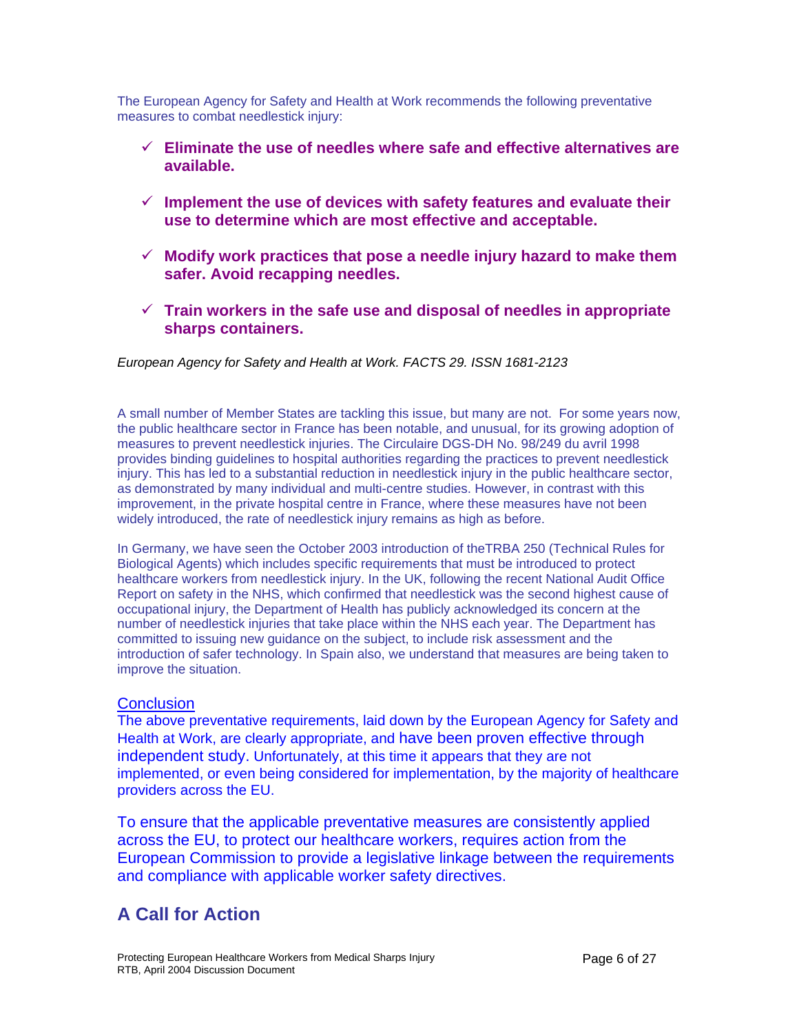The European Agency for Safety and Health at Work recommends the following preventative measures to combat needlestick injury:

- ✓ **Eliminate the use of needles where safe and effective alternatives are available.**
- ✓ **Implement the use of devices with safety features and evaluate their use to determine which are most effective and acceptable.**
- ✓ **Modify work practices that pose a needle injury hazard to make them safer. Avoid recapping needles.**
- ✓ **Train workers in the safe use and disposal of needles in appropriate sharps containers.**

*European Agency for Safety and Health at Work. FACTS 29. ISSN 1681-2123*

A small number of Member States are tackling this issue, but many are not. For some years now, the public healthcare sector in France has been notable, and unusual, for its growing adoption of measures to prevent needlestick injuries. The Circulaire DGS-DH No. 98/249 du avril 1998 provides binding guidelines to hospital authorities regarding the practices to prevent needlestick injury. This has led to a substantial reduction in needlestick injury in the public healthcare sector, as demonstrated by many individual and multi-centre studies. However, in contrast with this improvement, in the private hospital centre in France, where these measures have not been widely introduced, the rate of needlestick injury remains as high as before.

In Germany, we have seen the October 2003 introduction of theTRBA 250 (Technical Rules for Biological Agents) which includes specific requirements that must be introduced to protect healthcare workers from needlestick injury. In the UK, following the recent National Audit Office Report on safety in the NHS, which confirmed that needlestick was the second highest cause of occupational injury, the Department of Health has publicly acknowledged its concern at the number of needlestick injuries that take place within the NHS each year. The Department has committed to issuing new guidance on the subject, to include risk assessment and the introduction of safer technology. In Spain also, we understand that measures are being taken to improve the situation.

<u>Conclusion</u>

The above preventative requirements, laid down by the European Agency for Safety and Health at Work, are clearly appropriate, and have been proven effective through independent study. Unfortunately, at this time it appears that they are not implemented, or even being considered for implementation, by the majority of healthcare providers across the EU.

To ensure that the applicable preventative measures are consistently applied across the EU, to protect our healthcare workers, requires action from the European Commission to provide a legislative linkage between the requirements and compliance with applicable worker safety directives.

## A Call for Action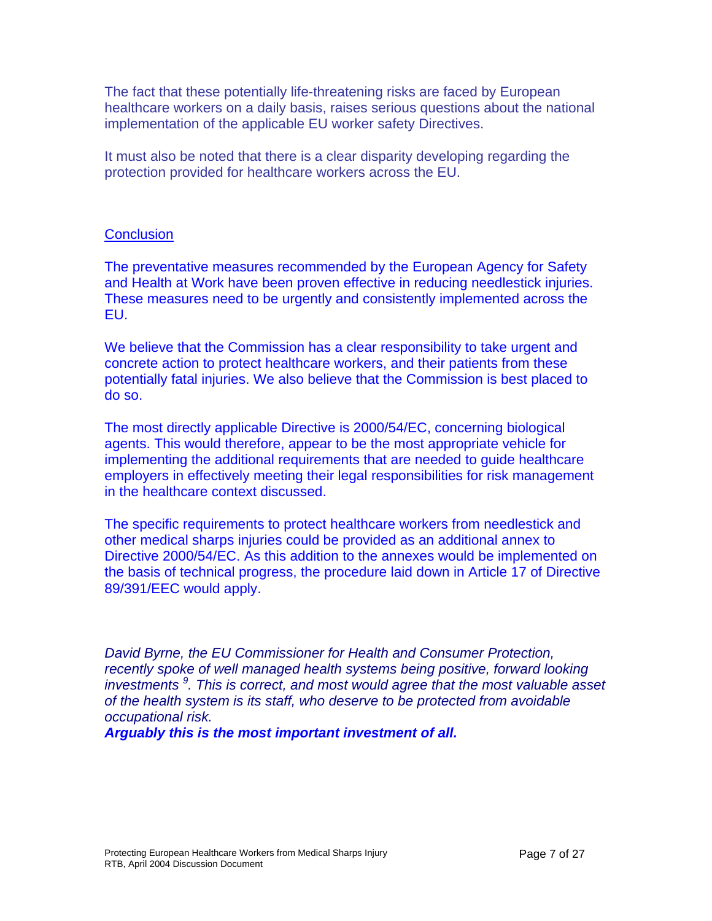The fact that these potentially life-threatening risks are faced by European healthcare workers on a daily basis, raises serious questions about the national implementation of the applicable EU worker safety Directives.

It must also be noted that there is a clear disparity developing regarding the protection provided for healthcare workers across the EU.

## Conclusion

The preventative measures recommended by the European Agency for Safety and Health at Work have been proven effective in reducing needlestick injuries. These measures need to be urgently and consistently implemented across the EU.

We believe that the Commission has a clear responsibility to take urgent and concrete action to protect healthcare workers, and their patients from these potentially fatal injuries. We also believe that the Commission is best placed to do so.

The most directly applicable Directive is 2000/54/EC, concerning biological agents. This would therefore, appear to be the most appropriate vehicle for implementing the additional requirements that are needed to guide healthcare employers in effectively meeting their legal responsibilities for risk management in the healthcare context discussed.

The specific requirements to protect healthcare workers from needlestick and other medical sharps injuries could be provided as an additional annex to Directive 2000/54/EC. As this addition to the annexes would be implemented on the basis of technical progress, the procedure laid down in Article 17 of Directive 89/391/EEC would apply.

*David Byrne, the EU Commissioner for Health and Consumer Protection, recently spoke of well managed health systems being positive, forward looking investments [9]. This is correct, and most would agree that the most valuable asset of the health system is its staff, who deserve to be protected from avoidable occupational risk.*

***Arguably this is the most important investment of all.***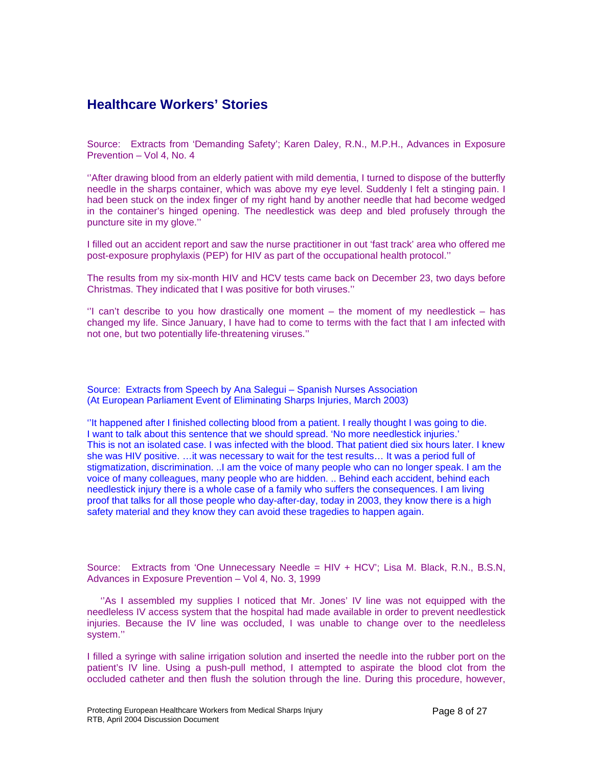## Healthcare Workers' Stories

Source: Extracts from 'Demanding Safety'; Karen Daley, R.N., M.P.H., Advances in Exposure Prevention – Vol 4, No. 4

''After drawing blood from an elderly patient with mild dementia, I turned to dispose of the butterfly needle in the sharps container, which was above my eye level. Suddenly I felt a stinging pain. I had been stuck on the index finger of my right hand by another needle that had become wedged in the container's hinged opening. The needlestick was deep and bled profusely through the puncture site in my glove.''

I filled out an accident report and saw the nurse practitioner in out 'fast track' area who offered me post-exposure prophylaxis (PEP) for HIV as part of the occupational health protocol.''

The results from my six-month HIV and HCV tests came back on December 23, two days before Christmas. They indicated that I was positive for both viruses.''

''I can't describe to you how drastically one moment – the moment of my needlestick – has changed my life. Since January, I have had to come to terms with the fact that I am infected with not one, but two potentially life-threatening viruses.''

Source: Extracts from Speech by Ana Salegui – Spanish Nurses Association (At European Parliament Event of Eliminating Sharps Injuries, March 2003)

''It happened after I finished collecting blood from a patient. I really thought I was going to die. I want to talk about this sentence that we should spread. 'No more needlestick injuries.' This is not an isolated case. I was infected with the blood. That patient died six hours later. I knew she was HIV positive. …it was necessary to wait for the test results… It was a period full of stigmatization, discrimination. ..I am the voice of many people who can no longer speak. I am the voice of many colleagues, many people who are hidden. .. Behind each accident, behind each needlestick injury there is a whole case of a family who suffers the consequences. I am living proof that talks for all those people who day-after-day, today in 2003, they know there is a high safety material and they know they can avoid these tragedies to happen again.

Source: Extracts from 'One Unnecessary Needle = HIV + HCV'; Lisa M. Black, R.N., B.S.N, Advances in Exposure Prevention – Vol 4, No. 3, 1999

''As I assembled my supplies I noticed that Mr. Jones' IV line was not equipped with the needleless IV access system that the hospital had made available in order to prevent needlestick injuries. Because the IV line was occluded, I was unable to change over to the needleless system.''

I filled a syringe with saline irrigation solution and inserted the needle into the rubber port on the patient's IV line. Using a push-pull method, I attempted to aspirate the blood clot from the occluded catheter and then flush the solution through the line. During this procedure, however,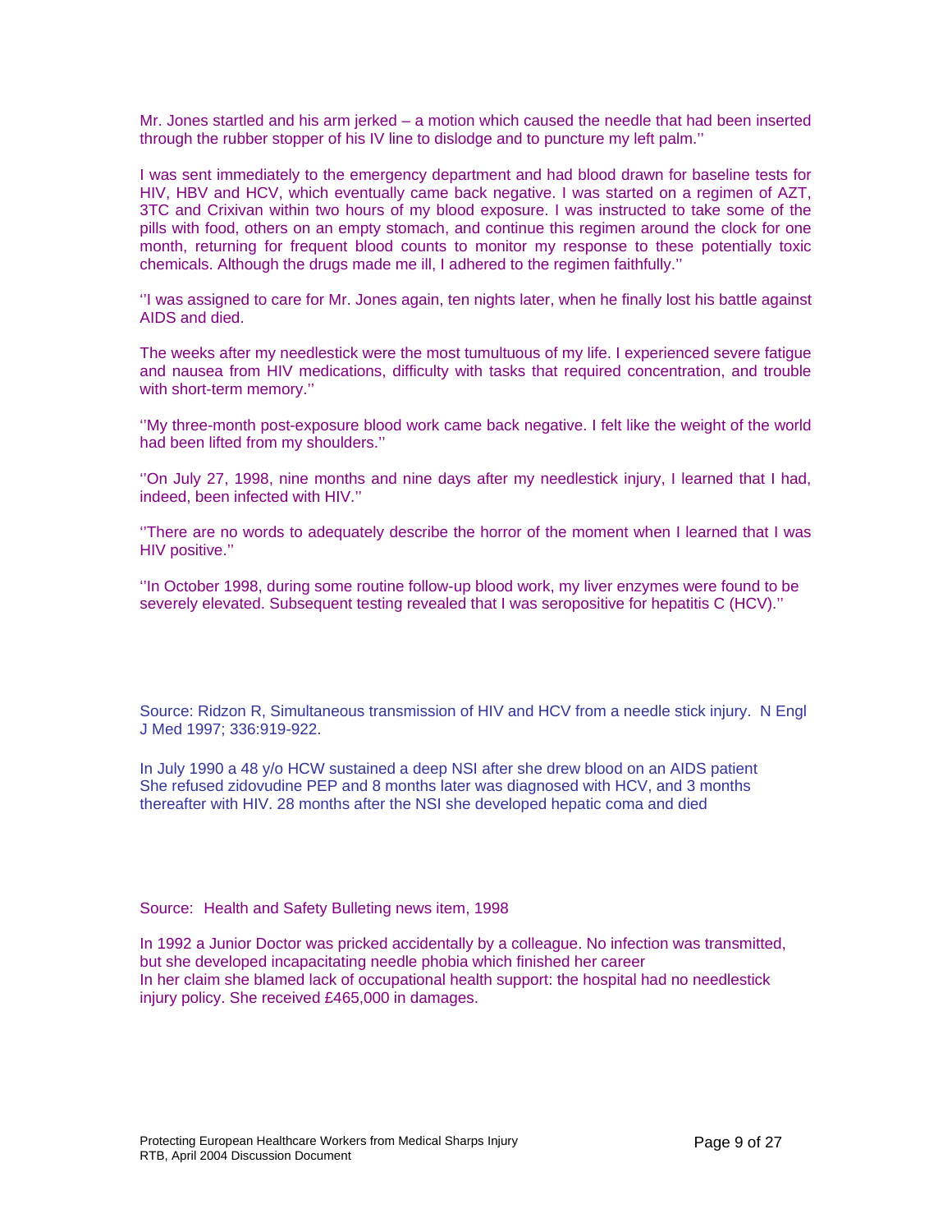Mr. Jones startled and his arm jerked – a motion which caused the needle that had been inserted through the rubber stopper of his IV line to dislodge and to puncture my left palm.''

I was sent immediately to the emergency department and had blood drawn for baseline tests for HIV, HBV and HCV, which eventually came back negative. I was started on a regimen of AZT, 3TC and Crixivan within two hours of my blood exposure. I was instructed to take some of the pills with food, others on an empty stomach, and continue this regimen around the clock for one month, returning for frequent blood counts to monitor my response to these potentially toxic chemicals. Although the drugs made me ill, I adhered to the regimen faithfully.''

''I was assigned to care for Mr. Jones again, ten nights later, when he finally lost his battle against AIDS and died.

The weeks after my needlestick were the most tumultuous of my life. I experienced severe fatigue and nausea from HIV medications, difficulty with tasks that required concentration, and trouble with short-term memory.''

''My three-month post-exposure blood work came back negative. I felt like the weight of the world had been lifted from my shoulders.''

''On July 27, 1998, nine months and nine days after my needlestick injury, I learned that I had, indeed, been infected with HIV.''

''There are no words to adequately describe the horror of the moment when I learned that I was HIV positive.''

''In October 1998, during some routine follow-up blood work, my liver enzymes were found to be severely elevated. Subsequent testing revealed that I was seropositive for hepatitis C (HCV).''

Source: Ridzon R, Simultaneous transmission of HIV and HCV from a needle stick injury. N Engl J Med 1997; 336:919-922.

In July 1990 a 48 y/o HCW sustained a deep NSI after she drew blood on an AIDS patient
She refused zidovudine PEP and 8 months later was diagnosed with HCV, and 3 months thereafter with HIV. 28 months after the NSI she developed hepatic coma and died

Source: Health and Safety Bulleting news item, 1998

In 1992 a Junior Doctor was pricked accidentally by a colleague. No infection was transmitted, but she developed incapacitating needle phobia which finished her career
In her claim she blamed lack of occupational health support: the hospital had no needlestick injury policy. She received £465,000 in damages.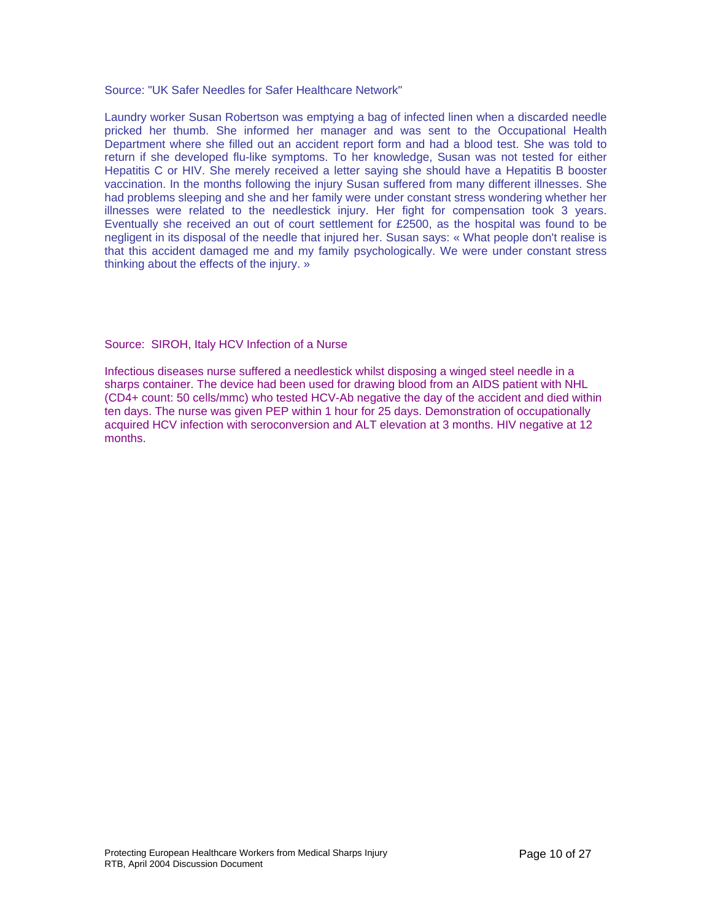Source: "UK Safer Needles for Safer Healthcare Network"

Laundry worker Susan Robertson was emptying a bag of infected linen when a discarded needle pricked her thumb. She informed her manager and was sent to the Occupational Health Department where she filled out an accident report form and had a blood test. She was told to return if she developed flu-like symptoms. To her knowledge, Susan was not tested for either Hepatitis C or HIV. She merely received a letter saying she should have a Hepatitis B booster vaccination. In the months following the injury Susan suffered from many different illnesses. She had problems sleeping and she and her family were under constant stress wondering whether her illnesses were related to the needlestick injury. Her fight for compensation took 3 years. Eventually she received an out of court settlement for £2500, as the hospital was found to be negligent in its disposal of the needle that injured her. Susan says: « What people don't realise is that this accident damaged me and my family psychologically. We were under constant stress thinking about the effects of the injury. »

Source: SIROH, Italy HCV Infection of a Nurse

Infectious diseases nurse suffered a needlestick whilst disposing a winged steel needle in a sharps container. The device had been used for drawing blood from an AIDS patient with NHL (CD4+ count: 50 cells/mmc) who tested HCV-Ab negative the day of the accident and died within ten days. The nurse was given PEP within 1 hour for 25 days. Demonstration of occupationally acquired HCV infection with seroconversion and ALT elevation at 3 months. HIV negative at 12 months.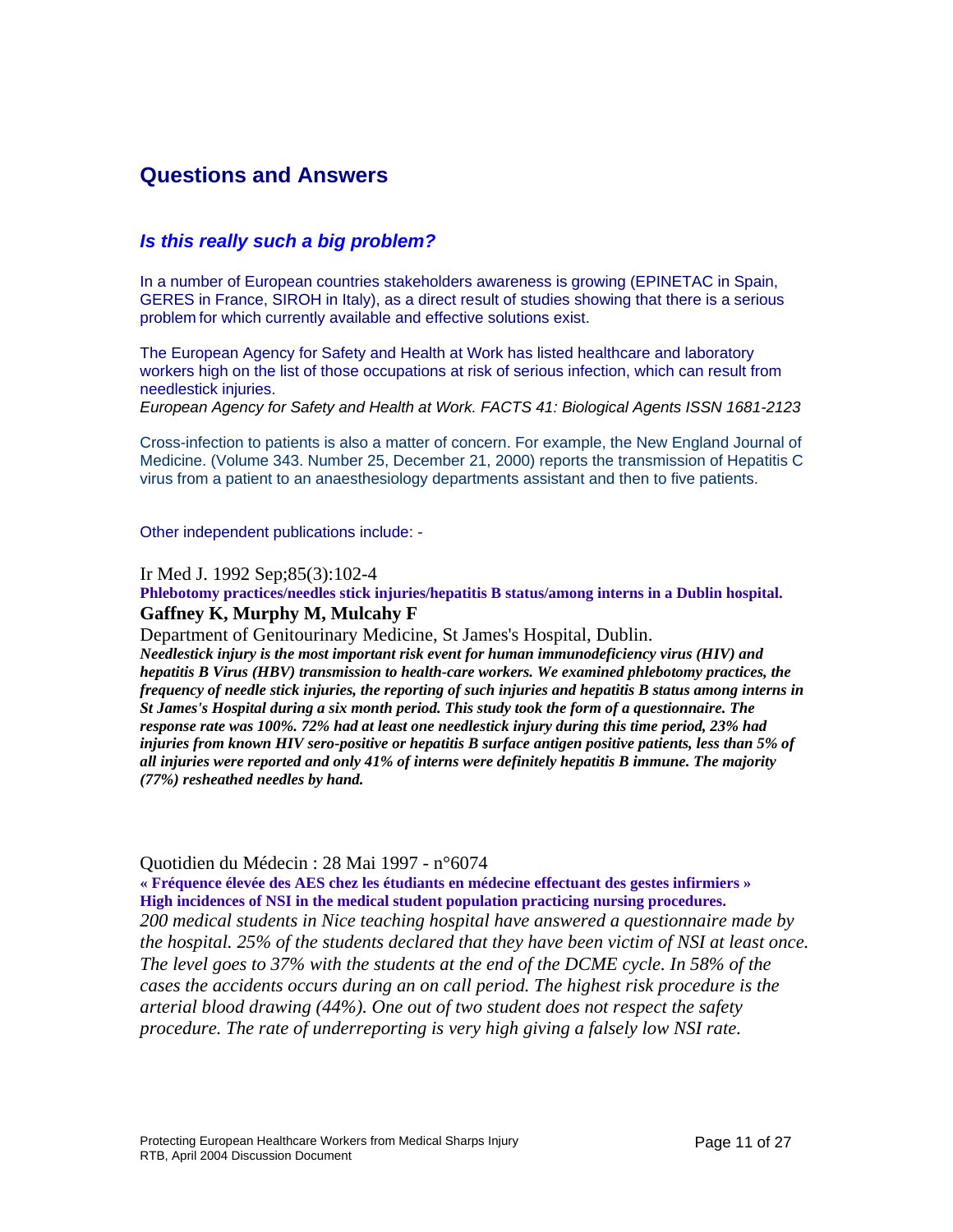## Questions and Answers

### *Is this really such a big problem?*

In a number of European countries stakeholders awareness is growing (EPINETAC in Spain, GERES in France, SIROH in Italy), as a direct result of studies showing that there is a serious problem for which currently available and effective solutions exist.

The European Agency for Safety and Health at Work has listed healthcare and laboratory workers high on the list of those occupations at risk of serious infection, which can result from needlestick injuries.
*European Agency for Safety and Health at Work. FACTS 41: Biological Agents ISSN 1681-2123*

Cross-infection to patients is also a matter of concern. For example, the New England Journal of Medicine. (Volume 343. Number 25, December 21, 2000) reports the transmission of Hepatitis C virus from a patient to an anaesthesiology departments assistant and then to five patients.

Other independent publications include: -

Ir Med J. 1992 Sep;85(3):102-4

**Phlebotomy practices/needles stick injuries/hepatitis B status/among interns in a Dublin hospital.**

**Gaffney K, Murphy M, Mulcahy F**

Department of Genitourinary Medicine, St James's Hospital, Dublin.

***Needlestick injury is the most important risk event for human immunodeficiency virus (HIV) and hepatitis B Virus (HBV) transmission to health-care workers. We examined phlebotomy practices, the frequency of needle stick injuries, the reporting of such injuries and hepatitis B status among interns in St James's Hospital during a six month period. This study took the form of a questionnaire. The response rate was 100%. 72% had at least one needlestick injury during this time period, 23% had injuries from known HIV sero-positive or hepatitis B surface antigen positive patients, less than 5% of all injuries were reported and only 41% of interns were definitely hepatitis B immune. The majority (77%) resheathed needles by hand.***

Quotidien du Médecin : 28 Mai 1997 - n°6074

**« Fréquence élevée des AES chez les étudiants en médecine effectuant des gestes infirmiers »**
**High incidences of NSI in the medical student population practicing nursing procedures.**

*200 medical students in Nice teaching hospital have answered a questionnaire made by the hospital. 25% of the students declared that they have been victim of NSI at least once. The level goes to 37% with the students at the end of the DCME cycle. In 58% of the cases the accidents occurs during an on call period. The highest risk procedure is the arterial blood drawing (44%). One out of two student does not respect the safety procedure. The rate of underreporting is very high giving a falsely low NSI rate.*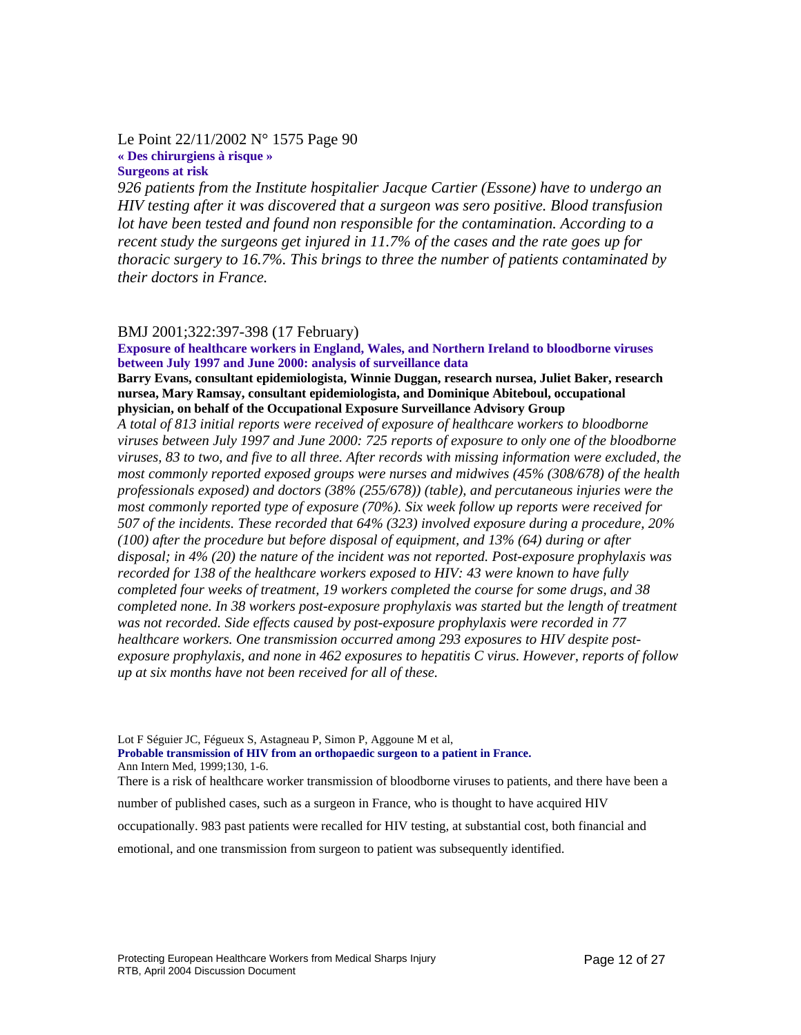Le Point 22/11/2002 N° 1575 Page 90

**« Des chirurgiens à risque »**

**Surgeons at risk**

*926 patients from the Institute hospitalier Jacque Cartier (Essone) have to undergo an HIV testing after it was discovered that a surgeon was sero positive. Blood transfusion lot have been tested and found non responsible for the contamination. According to a recent study the surgeons get injured in 11.7% of the cases and the rate goes up for thoracic surgery to 16.7%. This brings to three the number of patients contaminated by their doctors in France.*

BMJ 2001;322:397-398 (17 February)

**Exposure of healthcare workers in England, Wales, and Northern Ireland to bloodborne viruses between July 1997 and June 2000: analysis of surveillance data**

**Barry Evans, consultant epidemiologista, Winnie Duggan, research nursea, Juliet Baker, research nursea, Mary Ramsay, consultant epidemiologista, and Dominique Abiteboul, occupational physician, on behalf of the Occupational Exposure Surveillance Advisory Group**

*A total of 813 initial reports were received of exposure of healthcare workers to bloodborne viruses between July 1997 and June 2000: 725 reports of exposure to only one of the bloodborne viruses, 83 to two, and five to all three. After records with missing information were excluded, the most commonly reported exposed groups were nurses and midwives (45% (308/678) of the health professionals exposed) and doctors (38% (255/678)) (table), and percutaneous injuries were the most commonly reported type of exposure (70%). Six week follow up reports were received for 507 of the incidents. These recorded that 64% (323) involved exposure during a procedure, 20% (100) after the procedure but before disposal of equipment, and 13% (64) during or after disposal; in 4% (20) the nature of the incident was not reported. Post-exposure prophylaxis was recorded for 138 of the healthcare workers exposed to HIV: 43 were known to have fully completed four weeks of treatment, 19 workers completed the course for some drugs, and 38 completed none. In 38 workers post-exposure prophylaxis was started but the length of treatment was not recorded. Side effects caused by post-exposure prophylaxis were recorded in 77 healthcare workers. One transmission occurred among 293 exposures to HIV despite post-exposure prophylaxis, and none in 462 exposures to hepatitis C virus. However, reports of follow up at six months have not been received for all of these.*

Lot F Séguier JC, Fégueux S, Astagneau P, Simon P, Aggoune M et al,

**Probable transmission of HIV from an orthopaedic surgeon to a patient in France.**

Ann Intern Med, 1999;130, 1-6.

There is a risk of healthcare worker transmission of bloodborne viruses to patients, and there have been a number of published cases, such as a surgeon in France, who is thought to have acquired HIV occupationally. 983 past patients were recalled for HIV testing, at substantial cost, both financial and emotional, and one transmission from surgeon to patient was subsequently identified.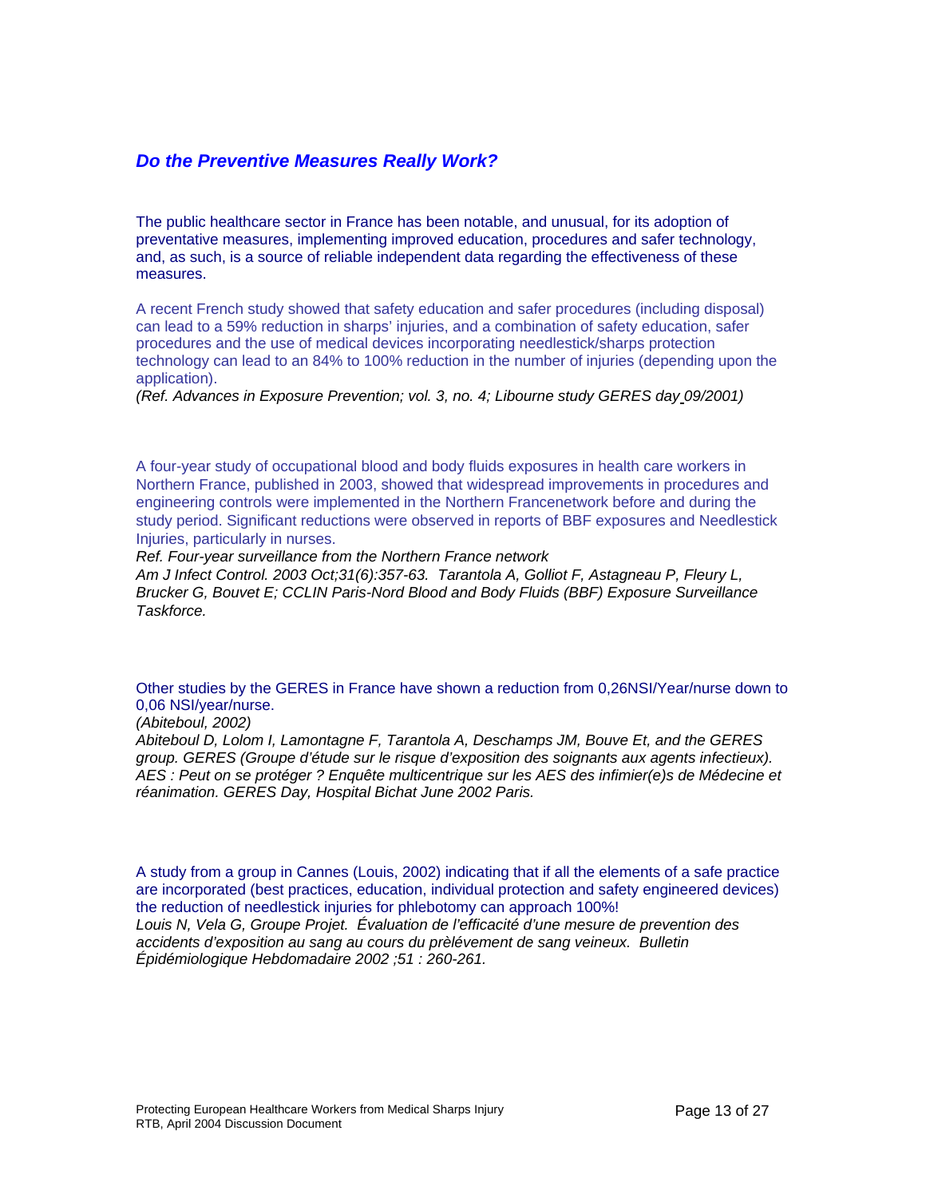## *Do the Preventive Measures Really Work?*

The public healthcare sector in France has been notable, and unusual, for its adoption of preventative measures, implementing improved education, procedures and safer technology, and, as such, is a source of reliable independent data regarding the effectiveness of these measures.

A recent French study showed that safety education and safer procedures (including disposal) can lead to a 59% reduction in sharps' injuries, and a combination of safety education, safer procedures and the use of medical devices incorporating needlestick/sharps protection technology can lead to an 84% to 100% reduction in the number of injuries (depending upon the application).

*(Ref. Advances in Exposure Prevention; vol. 3, no. 4; Libourne study GERES day 09/2001)*

A four-year study of occupational blood and body fluids exposures in health care workers in Northern France, published in 2003, showed that widespread improvements in procedures and engineering controls were implemented in the Northern Francenetwork before and during the study period. Significant reductions were observed in reports of BBF exposures and Needlestick Injuries, particularly in nurses.

*Ref. Four-year surveillance from the Northern France network*
*Am J Infect Control. 2003 Oct;31(6):357-63. Tarantola A, Golliot F, Astagneau P, Fleury L, Brucker G, Bouvet E; CCLIN Paris-Nord Blood and Body Fluids (BBF) Exposure Surveillance Taskforce.*

Other studies by the GERES in France have shown a reduction from 0,26NSI/Year/nurse down to 0,06 NSI/year/nurse.

*(Abiteboul, 2002)*
*Abiteboul D, Lolom I, Lamontagne F, Tarantola A, Deschamps JM, Bouve Et, and the GERES group. GERES (Groupe d'étude sur le risque d'exposition des soignants aux agents infectieux). AES : Peut on se protéger ? Enquête multicentrique sur les AES des infimier(e)s de Médecine et réanimation. GERES Day, Hospital Bichat June 2002 Paris.*

A study from a group in Cannes (Louis, 2002) indicating that if all the elements of a safe practice are incorporated (best practices, education, individual protection and safety engineered devices) the reduction of needlestick injuries for phlebotomy can approach 100%!

*Louis N, Vela G, Groupe Projet. Évaluation de l'efficacité d'une mesure de prevention des accidents d'exposition au sang au cours du prèlévement de sang veineux. Bulletin Épidémiologique Hebdomadaire 2002 ;51 : 260-261.*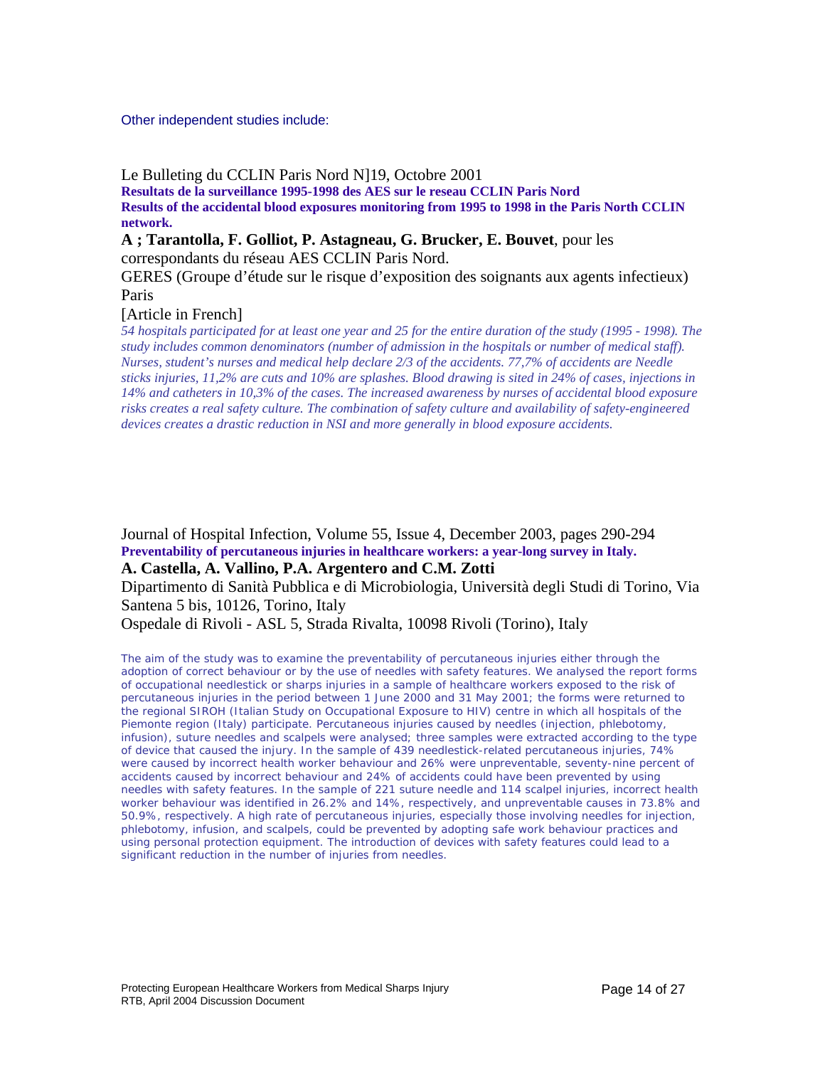Other independent studies include:

Le Bulleting du CCLIN Paris Nord N]19, Octobre 2001

**Resultats de la surveillance 1995-1998 des AES sur le reseau CCLIN Paris Nord**

**Results of the accidental blood exposures monitoring from 1995 to 1998 in the Paris North CCLIN network.**

**A ; Tarantolla, F. Golliot, P. Astagneau, G. Brucker, E. Bouvet**, pour les correspondants du réseau AES CCLIN Paris Nord.

GERES (Groupe d'étude sur le risque d'exposition des soignants aux agents infectieux) Paris

[Article in French]

*54 hospitals participated for at least one year and 25 for the entire duration of the study (1995 - 1998). The study includes common denominators (number of admission in the hospitals or number of medical staff). Nurses, student's nurses and medical help declare 2/3 of the accidents. 77,7% of accidents are Needle sticks injuries, 11,2% are cuts and 10% are splashes. Blood drawing is sited in 24% of cases, injections in 14% and catheters in 10,3% of the cases. The increased awareness by nurses of accidental blood exposure risks creates a real safety culture. The combination of safety culture and availability of safety-engineered devices creates a drastic reduction in NSI and more generally in blood exposure accidents.*

Journal of Hospital Infection, Volume 55, Issue 4, December 2003, pages 290-294

**Preventability of percutaneous injuries in healthcare workers: a year-long survey in Italy.**

**A. Castella, A. Vallino, P.A. Argentero and C.M. Zotti**

Dipartimento di Sanità Pubblica e di Microbiologia, Università degli Studi di Torino, Via Santena 5 bis, 10126, Torino, Italy

Ospedale di Rivoli - ASL 5, Strada Rivalta, 10098 Rivoli (Torino), Italy

The aim of the study was to examine the preventability of percutaneous injuries either through the adoption of correct behaviour or by the use of needles with safety features. We analysed the report forms of occupational needlestick or sharps injuries in a sample of healthcare workers exposed to the risk of percutaneous injuries in the period between 1 June 2000 and 31 May 2001; the forms were returned to the regional SIROH (Italian Study on Occupational Exposure to HIV) centre in which all hospitals of the Piemonte region (Italy) participate. Percutaneous injuries caused by needles (injection, phlebotomy, infusion), suture needles and scalpels were analysed; three samples were extracted according to the type of device that caused the injury. In the sample of 439 needlestick-related percutaneous injuries, 74% were caused by incorrect health worker behaviour and 26% were unpreventable, seventy-nine percent of accidents caused by incorrect behaviour and 24% of accidents could have been prevented by using needles with safety features. In the sample of 221 suture needle and 114 scalpel injuries, incorrect health worker behaviour was identified in 26.2% and 14%, respectively, and unpreventable causes in 73.8% and 50.9%, respectively. A high rate of percutaneous injuries, especially those involving needles for injection, phlebotomy, infusion, and scalpels, could be prevented by adopting safe work behaviour practices and using personal protection equipment. The introduction of devices with safety features could lead to a significant reduction in the number of injuries from needles.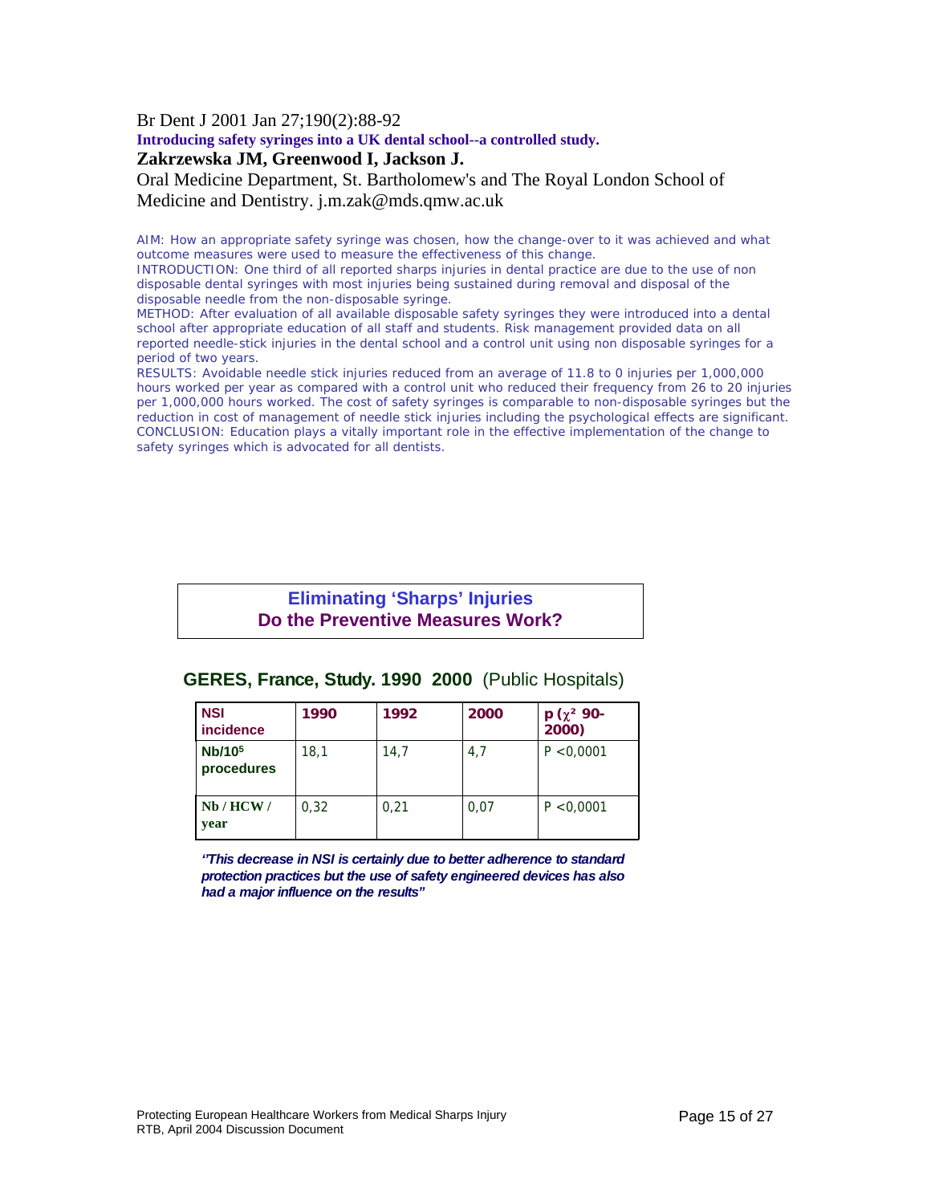Br Dent J 2001 Jan 27;190(2):88-92

**Introducing safety syringes into a UK dental school--a controlled study.**

**Zakrzewska JM, Greenwood I, Jackson J.**

Oral Medicine Department, St. Bartholomew's and The Royal London School of Medicine and Dentistry. j.m.zak@mds.qmw.ac.uk

AIM: How an appropriate safety syringe was chosen, how the change-over to it was achieved and what outcome measures were used to measure the effectiveness of this change.
INTRODUCTION: One third of all reported sharps injuries in dental practice are due to the use of non disposable dental syringes with most injuries being sustained during removal and disposal of the disposable needle from the non-disposable syringe.
METHOD: After evaluation of all available disposable safety syringes they were introduced into a dental school after appropriate education of all staff and students. Risk management provided data on all reported needle-stick injuries in the dental school and a control unit using non disposable syringes for a period of two years.
RESULTS: Avoidable needle stick injuries reduced from an average of 11.8 to 0 injuries per 1,000,000 hours worked per year as compared with a control unit who reduced their frequency from 26 to 20 injuries per 1,000,000 hours worked. The cost of safety syringes is comparable to non-disposable syringes but the reduction in cost of management of needle stick injuries including the psychological effects are significant.
CONCLUSION: Education plays a vitally important role in the effective implementation of the change to safety syringes which is advocated for all dentists.

## Eliminating 'Sharps' Injuries
## Do the Preventive Measures Work?

### GERES, France, Study. 1990 2000 (Public Hospitals)

| NSI incidence | 1990 | 1992 | 2000 | p ($\chi^2$ 90-2000) |
|---|---|---|---|---|
| Nb/$10^5$ procedures | 18,1 | 14,7 | 4,7 | P <0,0001 |
| Nb / HCW / year | 0,32 | 0,21 | 0,07 | P <0,0001 |

***"This decrease in NSI is certainly due to better adherence to standard protection practices but the use of safety engineered devices has also had a major influence on the results"***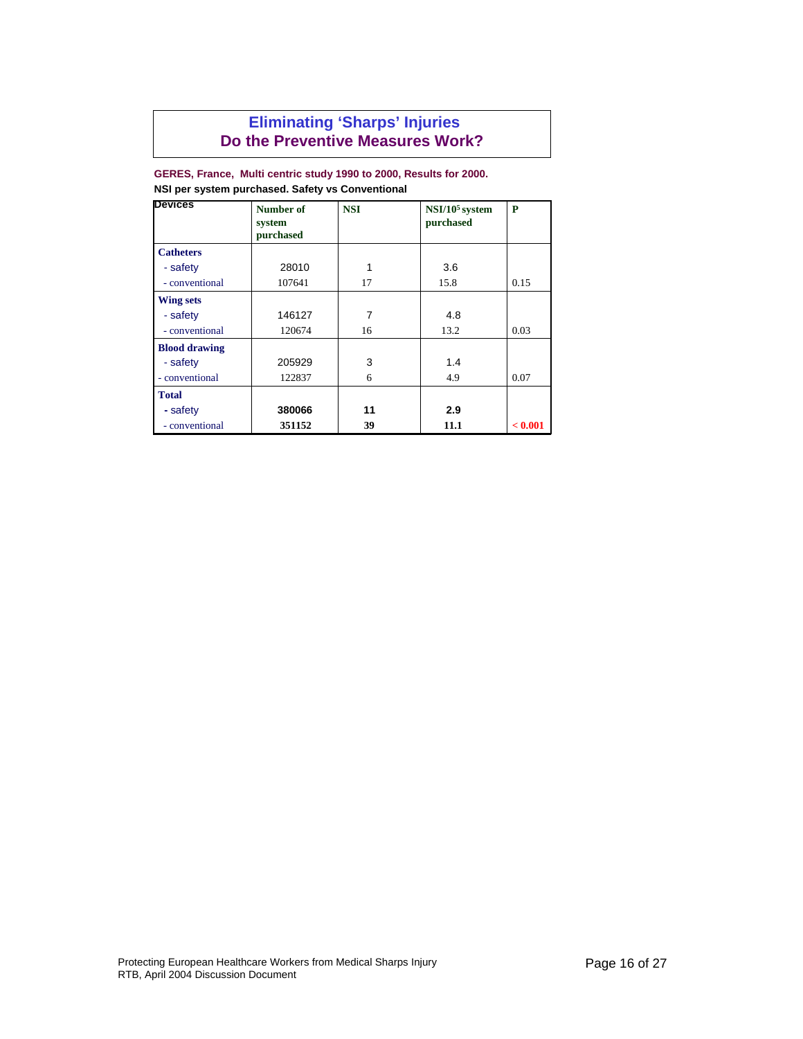## Eliminating 'Sharps' Injuries
## Do the Preventive Measures Work?

**GERES, France, Multi centric study 1990 to 2000, Results for 2000.**
**NSI per system purchased. Safety vs Conventional**

| Devices | Number of system purchased | NSI | NSI/$10^5$ system purchased | P |
|---|---|---|---|---|
| **Catheters** | | | | |
| - safety | 28010 | 1 | 3.6 | |
| - conventional | 107641 | 17 | 15.8 | 0.15 |
| **Wing sets** | | | | |
| - safety | 146127 | 7 | 4.8 | |
| - conventional | 120674 | 16 | 13.2 | 0.03 |
| **Blood drawing** | | | | |
| - safety | 205929 | 3 | 1.4 | |
| - conventional | 122837 | 6 | 4.9 | 0.07 |
| **Total** | | | | |
| - safety | **380066** | **11** | **2.9** | |
| - conventional | **351152** | **39** | **11.1** | **< 0.001** |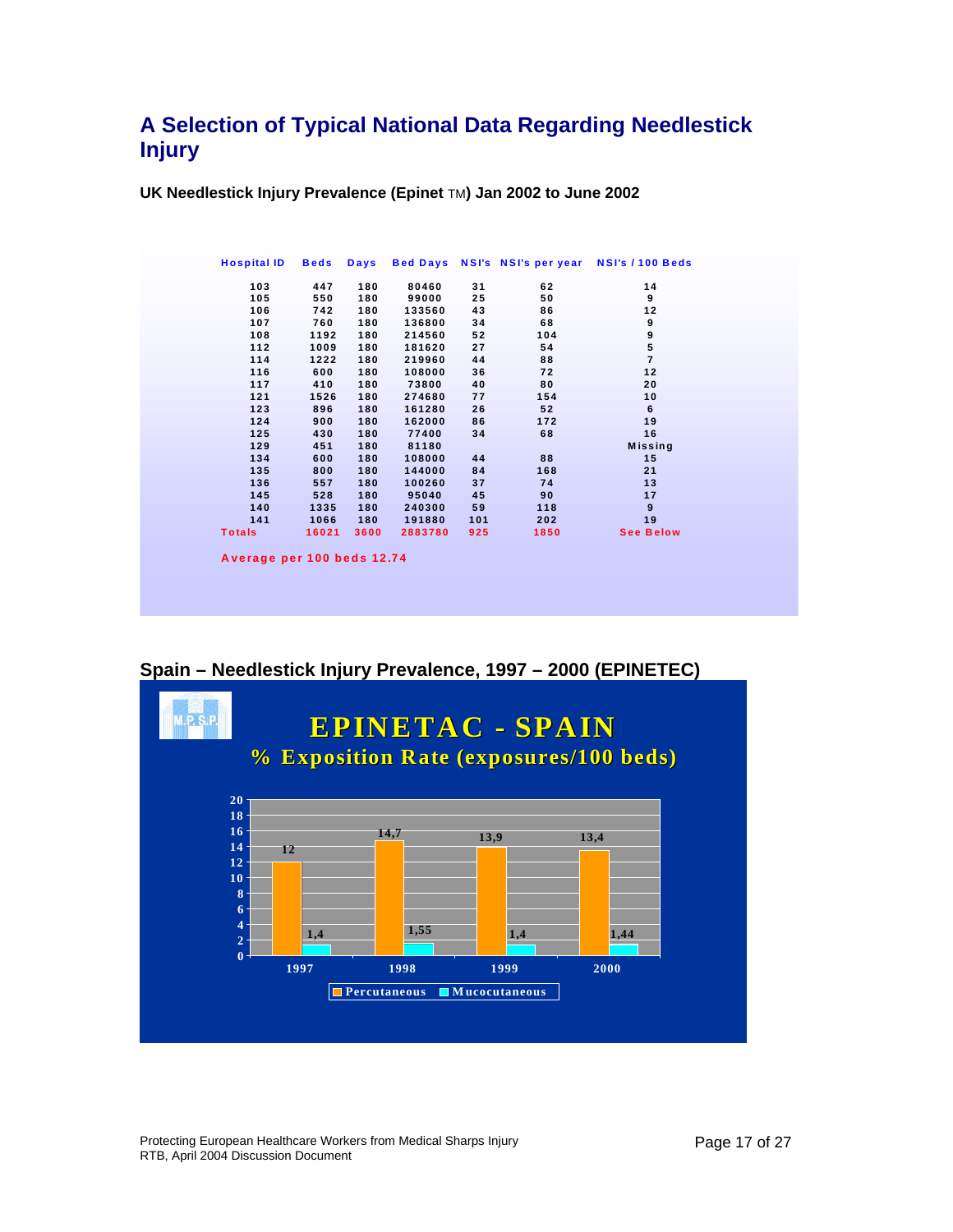# A Selection of Typical National Data Regarding Needlestick Injury

**UK Needlestick Injury Prevalence (Epinet TM) Jan 2002 to June 2002**

| Hospital ID | Beds | Days | Bed Days | NSI's | NSI's per year | NSI's / 100 Beds |
|---|---|---|---|---|---|---|
| 103 | 447 | 180 | 80460 | 31 | 62 | 14 |
| 105 | 550 | 180 | 99000 | 25 | 50 | 9 |
| 106 | 742 | 180 | 133560 | 43 | 86 | 12 |
| 107 | 760 | 180 | 136800 | 34 | 68 | 9 |
| 108 | 1192 | 180 | 214560 | 52 | 104 | 9 |
| 112 | 1009 | 180 | 181620 | 27 | 54 | 5 |
| 114 | 1222 | 180 | 219960 | 44 | 88 | 7 |
| 116 | 600 | 180 | 108000 | 36 | 72 | 12 |
| 117 | 410 | 180 | 73800 | 40 | 80 | 20 |
| 121 | 1526 | 180 | 274680 | 77 | 154 | 10 |
| 123 | 896 | 180 | 161280 | 26 | 52 | 6 |
| 124 | 900 | 180 | 162000 | 86 | 172 | 19 |
| 125 | 430 | 180 | 77400 | 34 | 68 | 16 |
| 129 | 451 | 180 | 81180 | | | Missing |
| 134 | 600 | 180 | 108000 | 44 | 88 | 15 |
| 135 | 800 | 180 | 144000 | 84 | 168 | 21 |
| 136 | 557 | 180 | 100260 | 37 | 74 | 13 |
| 145 | 528 | 180 | 95040 | 45 | 90 | 17 |
| 140 | 1335 | 180 | 240300 | 59 | 118 | 9 |
| 141 | 1066 | 180 | 191880 | 101 | 202 | 19 |
| Totals | 16021 | 3600 | 2883780 | 925 | 1850 | See Below |

Average per 100 beds 12.74

## Spain – Needlestick Injury Prevalence, 1997 – 2000 (EPINETEC)

**EPINETAC - SPAIN**

**% Exposition Rate (exposures/100 beds)**

| Year | Percutaneous | Mucocutaneous |
|---|---|---|
| 1997 | 12 | 1,4 |
| 1998 | 14,7 | 1,55 |
| 1999 | 13,9 | 1,4 |
| 2000 | 13,4 | 1,44 |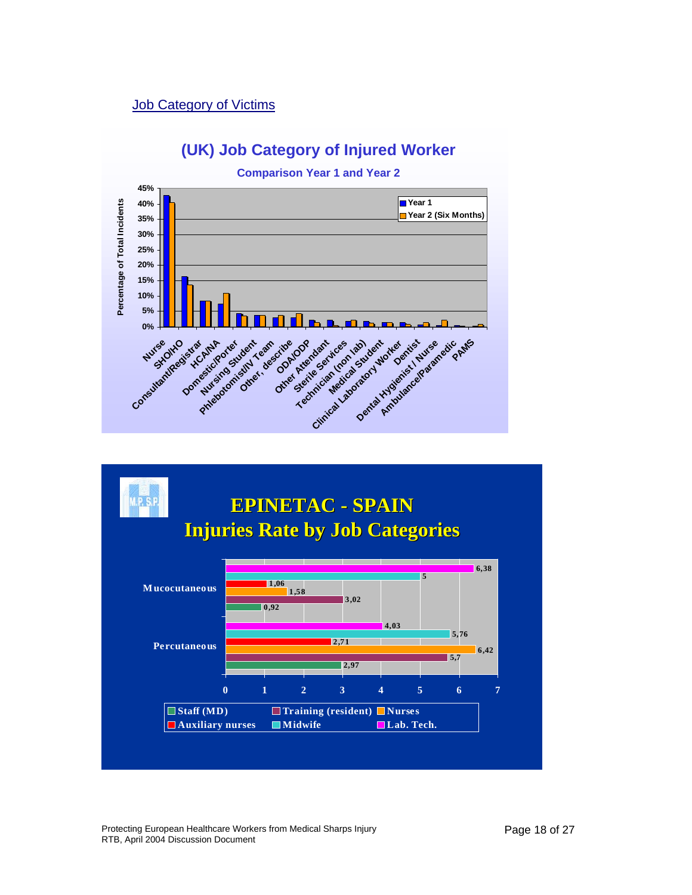## Job Category of Victims

**(UK) Job Category of Injured Worker**

**Comparison Year 1 and Year 2**

**EPINETAC - SPAIN**
**Injuries Rate by Job Categories**

| Job Category | Mucocutaneous | Percutaneous |
|---|---|---|
| Staff (MD) | 0,92 | 2,97 |
| Training (resident) | 3,02 | 5,7 |
| Nurses | 1,58 | 6,42 |
| Auxiliary nurses | 1,06 | 2,71 |
| Midwife | 5 | 5,76 |
| Lab. Tech. | 6,38 | 4,03 |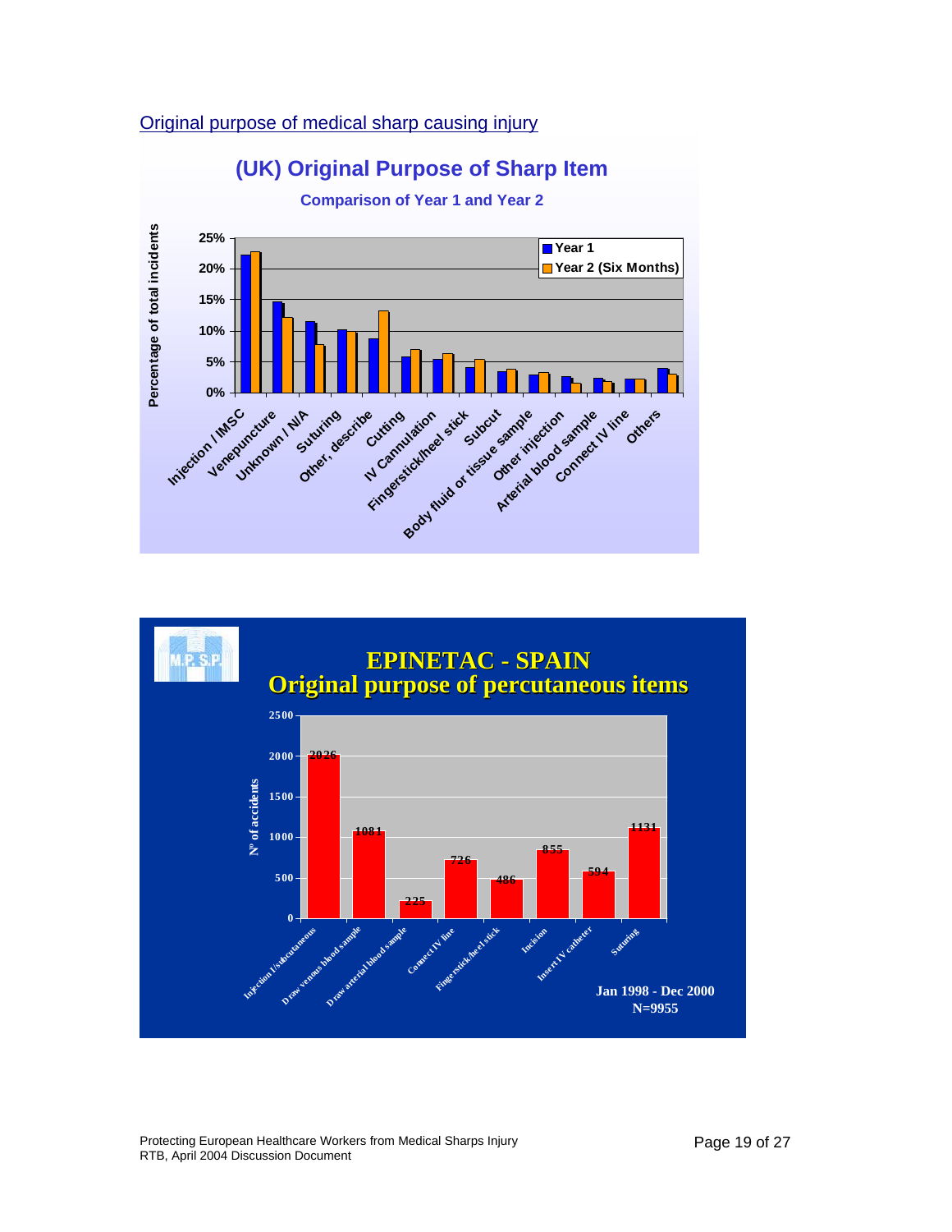Original purpose of medical sharp causing injury

**(UK) Original Purpose of Sharp Item**

**Comparison of Year 1 and Year 2**

**EPINETAC - SPAIN**
**Original purpose of percutaneous items**

| Original purpose | Nº of accidents |
|---|---|
| Injection I/subcutaneous | 2026 |
| Draw venous blood sample | 1081 |
| Draw arterial blood sample | 225 |
| Connect IV line | 726 |
| Fingerstick/heel stick | 486 |
| Incision | 855 |
| Insert IV catheter | 594 |
| Suturing | 1131 |

Jan 1998 - Dec 2000
N=9955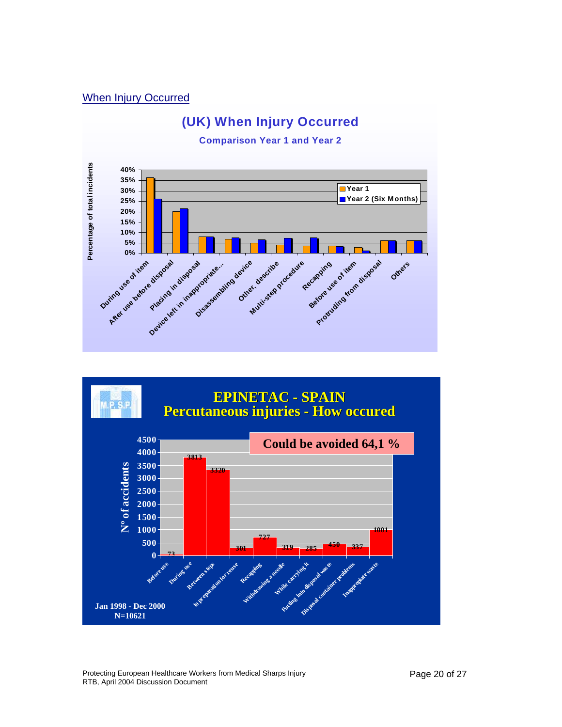When Injury Occurred

## (UK) When Injury Occurred

**Comparison Year 1 and Year 2**

Percentage of total incidents

Year 1
Year 2 (Six Months)

During use of item, After use before disposal, Placing in disposal, Device left in inappropriate..., Disassembling device, Other, describe, Multi-step procedure, Recapping, Before use of item, Protruding from disposal, Others

## EPINETAC - SPAIN
## Percutaneous injuries - How occured

Could be avoided 64,1 %

N° of accidents

| Before use | During use | Between steps | In preparation for reuse | Recapping | Withdrawing a needle | While carrying it | Putting into disposal waste | Disposal container problems | Inappropriate waste |
|---|---|---|---|---|---|---|---|---|---|
| 73 | 3813 | 3320 | 301 | 727 | 319 | 285 | 450 | 337 | 1001 |

Jan 1998 - Dec 2000
N=10621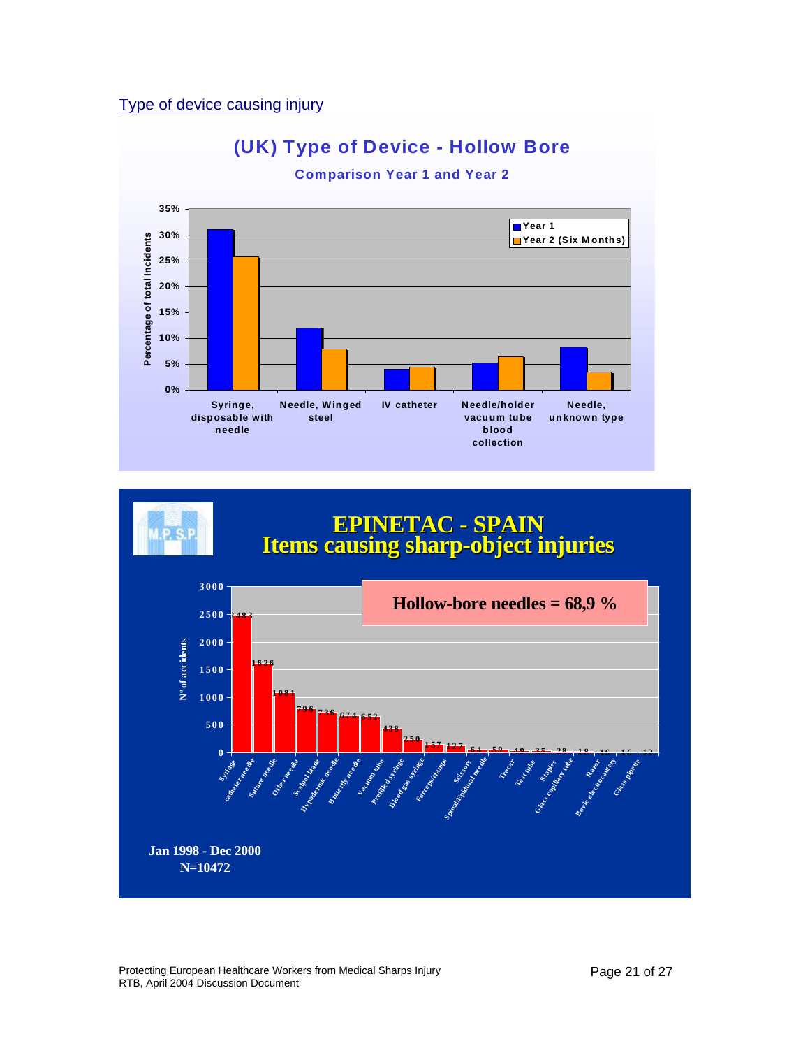Type of device causing injury

## (UK) Type of Device - Hollow Bore

**Comparison Year 1 and Year 2**

| Device | Year 1 | Year 2 (Six Months) |
|---|---|---|
| Syringe, disposable with needle | ~31% | ~26% |
| Needle, Winged steel | ~12% | ~8% |
| IV catheter | ~4% | ~4.5% |
| Needle/holder vacuum tube blood collection | ~5% | ~6.5% |
| Needle, unknown type | ~8% | ~3.5% |

## EPINETAC - SPAIN
## Items causing sharp-object injuries

**Hollow-bore needles = 68,9 %**

| Item | N° of accidents |
|---|---|
| Syringe | 2483 |
| catheter needle | 1626 |
| Suture needle | 1081 |
| Other needle | 796 |
| Scalpel blade | 736 |
| Hypodermic needle | 674 |
| Butterfly needle | 652 |
| Vacuum tube | 438 |
| Prefilled syringe | 250 |
| Blood gas syringe | 157 |
| Forceps/clamps | 127 |
| Scissors | 64 |
| Spinal/Epidural needle | 59 |
| Trocar | 49 |
| Test tube | 35 |
| Staples | 28 |
| Glass capillary tube | 18 |
| Razor | 16 |
| Bovie electrocautery | 16 |
| Glass pipette | 12 |

Jan 1998 - Dec 2000
N=10472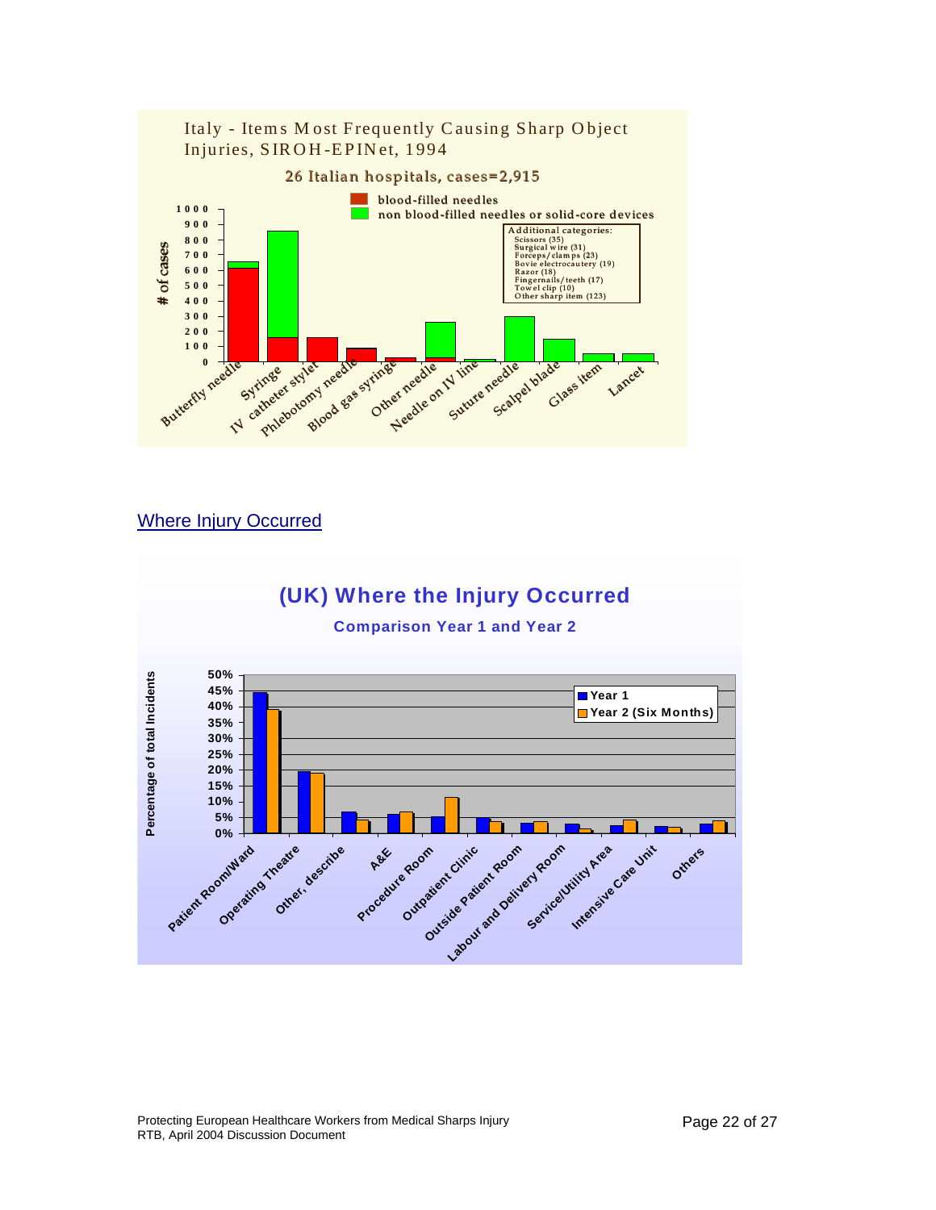Italy - Items Most Frequently Causing Sharp Object Injuries, SIROH-EPINet, 1994

26 Italian hospitals, cases=2,915

- blood-filled needles
- non blood-filled needles or solid-core devices

Additional categories:
Scissors (35)
Surgical wire (31)
Forceps/clamps (23)
Bovie electrocautery (19)
Razor (18)
Fingernails/teeth (17)
Towel clip (10)
Other sharp item (123)

# of cases: Butterfly needle, Syringe, IV catheter stylet, Phlebotomy needle, Blood gas syringe, Other needle, Needle on IV line, Suture needle, Scalpel blade, Glass item, Lancet

## Where Injury Occurred

(UK) Where the Injury Occurred

Comparison Year 1 and Year 2

- Year 1
- Year 2 (Six Months)

Percentage of total Incidents: Patient Room/Ward, Operating Theatre, Other, describe, A&E, Procedure Room, Outpatient Clinic, Outside Patient Room, Labour and Delivery Room, Service/Utility Area, Intensive Care Unit, Others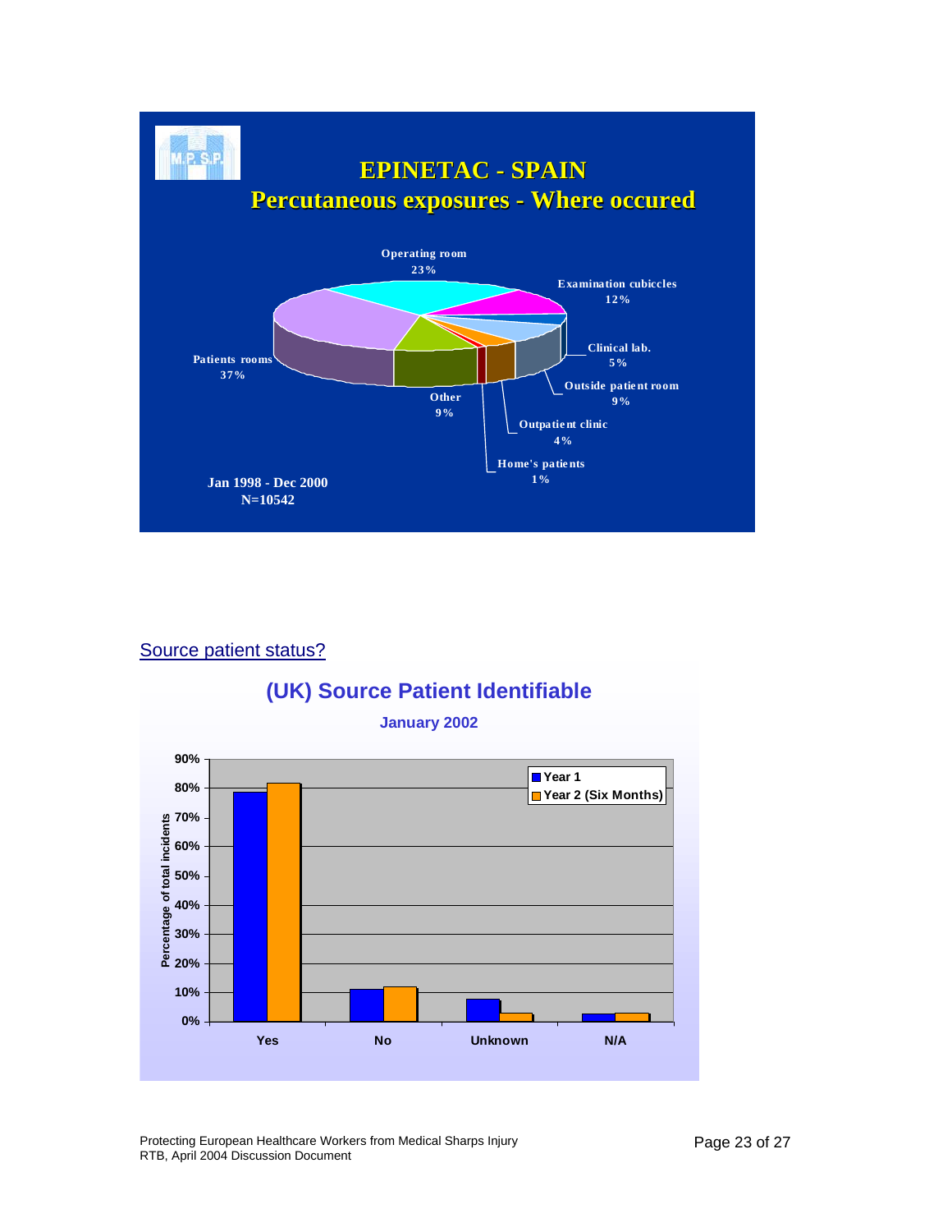**EPINETAC - SPAIN**
**Percutaneous exposures - Where occured**

| Location | % |
|---|---|
| Operating room | 23% |
| Examination cubiccles | 12% |
| Clinical lab. | 5% |
| Outside patient room | 9% |
| Outpatient clinic | 4% |
| Home's patients | 1% |
| Other | 9% |
| Patients rooms | 37% |

Jan 1998 - Dec 2000
N=10542

## Source patient status?

**(UK) Source Patient Identifiable**

**January 2002**

| | Year 1 | Year 2 (Six Months) |
|---|---|---|
| Yes | ~78% | ~82% |
| No | ~11% | ~12% |
| Unknown | ~8% | ~3% |
| N/A | ~3% | ~3% |

Percentage of total incidents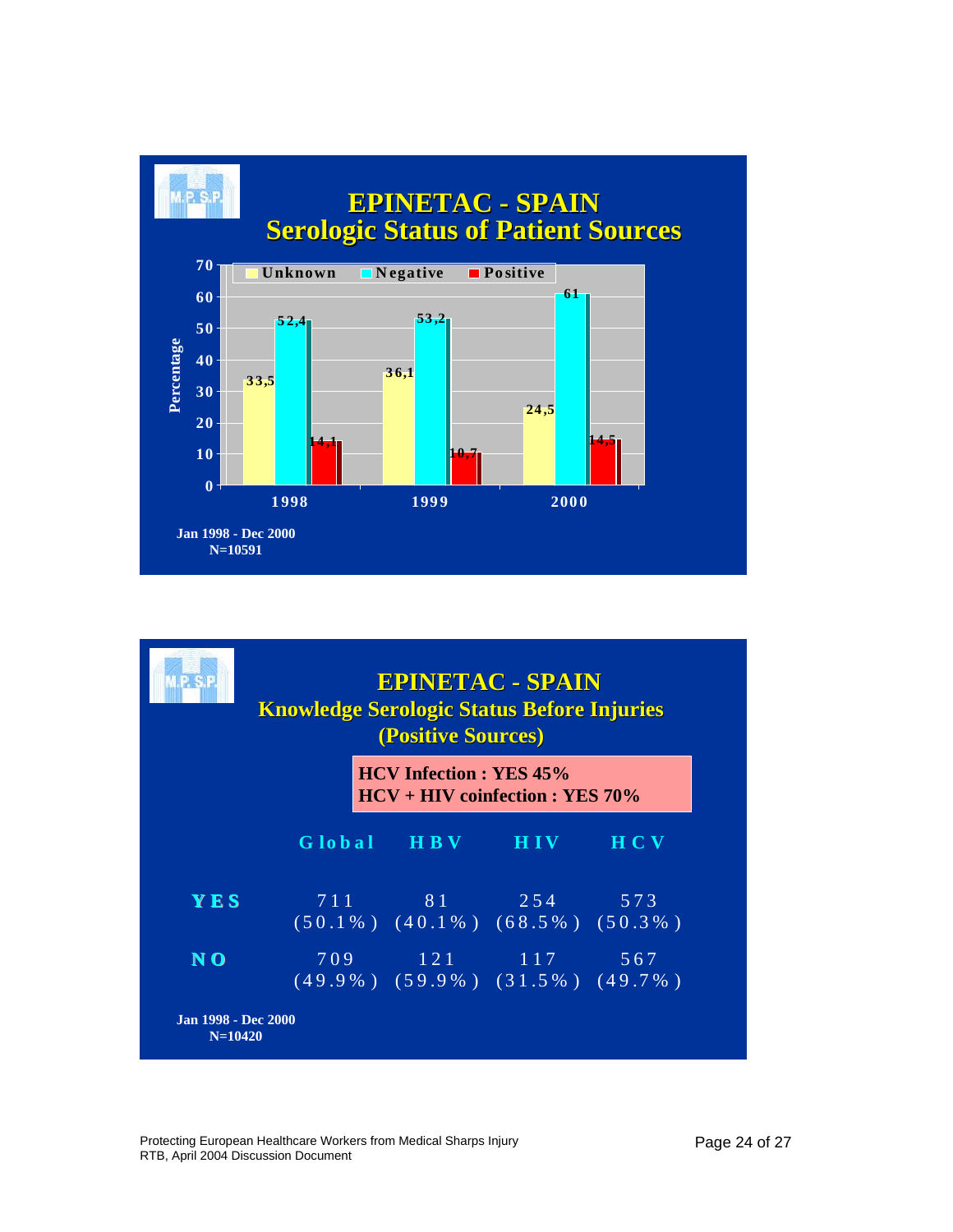## EPINETAC - SPAIN
### Serologic Status of Patient Sources

| Year | Unknown | Negative | Positive |
|---|---|---|---|
| 1998 | 33,5 | 52,4 | 14,1 |
| 1999 | 36,1 | 53,2 | 10,7 |
| 2000 | 24,5 | 61 | 14,5 |

Percentage

Jan 1998 - Dec 2000
N=10591

## EPINETAC - SPAIN
### Knowledge Serologic Status Before Injuries (Positive Sources)

**HCV Infection : YES 45%**
**HCV + HIV coinfection : YES 70%**

| | Global | HBV | HIV | HCV |
|---|---|---|---|---|
| **YES** | 711 (50.1%) | 81 (40.1%) | 254 (68.5%) | 573 (50.3%) |
| **NO** | 709 (49.9%) | 121 (59.9%) | 117 (31.5%) | 567 (49.7%) |

Jan 1998 - Dec 2000
N=10420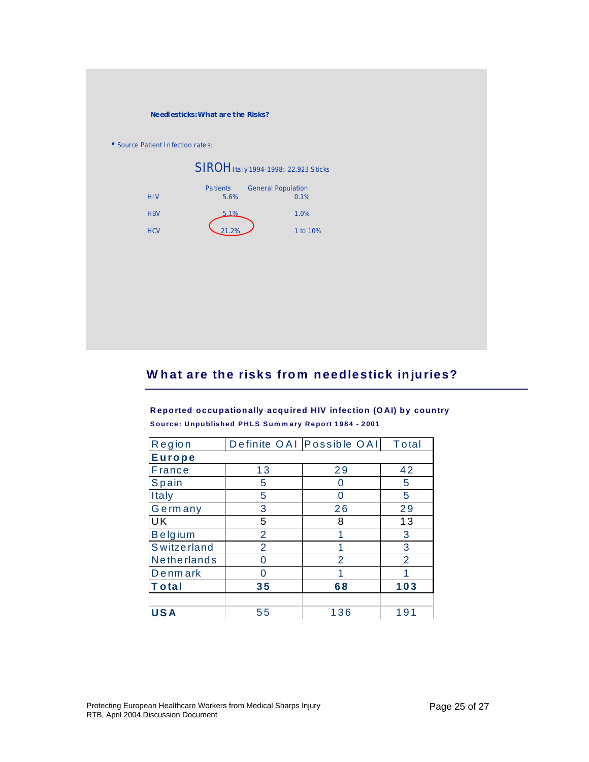**Needlesticks: What are the Risks?**

- Source Patient Infection rates;

SIROH Italy 1994-1998: 22,923 Sticks

| | Patients | General Population |
|---|---|---|
| HIV | 5.6% | 0.1% |
| HBV | 5.1% | 1.0% |
| HCV | 21.2% | 1 to 10% |

## What are the risks from needlestick injuries?

**Reported occupationally acquired HIV infection (OAI) by country**

**Source: Unpublished PHLS Summary Report 1984 - 2001**

| Region | Definite OAI | Possible OAI | Total |
|---|---|---|---|
| **Europe** | | | |
| France | 13 | 29 | 42 |
| Spain | 5 | 0 | 5 |
| Italy | 5 | 0 | 5 |
| Germany | 3 | 26 | 29 |
| UK | 5 | 8 | 13 |
| Belgium | 2 | 1 | 3 |
| Switzerland | 2 | 1 | 3 |
| Netherlands | 0 | 2 | 2 |
| Denmark | 0 | 1 | 1 |
| **Total** | **35** | **68** | **103** |
| | | | |
| **USA** | 55 | 136 | 191 |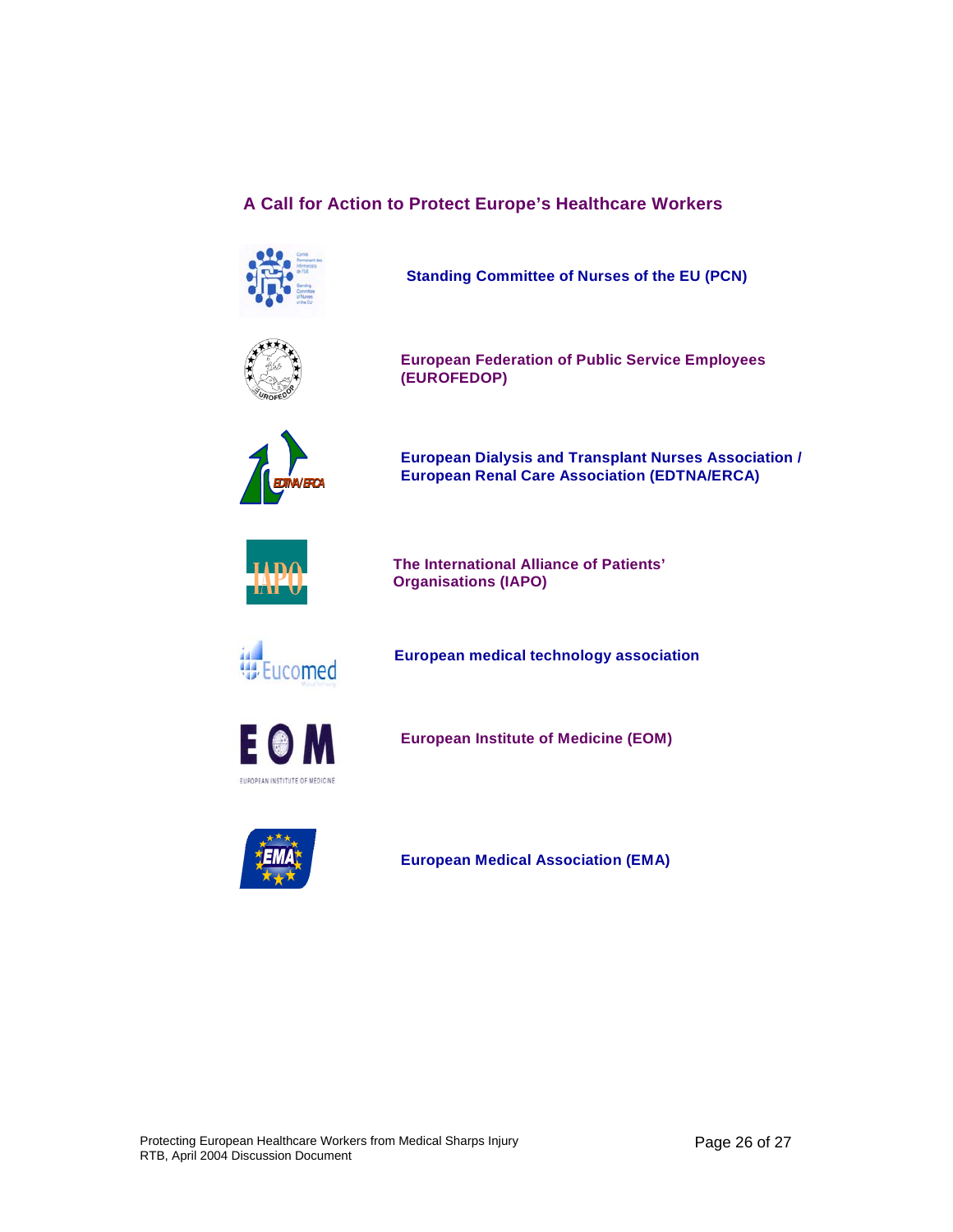## A Call for Action to Protect Europe's Healthcare Workers

**Standing Committee of Nurses of the EU (PCN)**

**European Federation of Public Service Employees (EUROFEDOP)**

**European Dialysis and Transplant Nurses Association / European Renal Care Association (EDTNA/ERCA)**

**The International Alliance of Patients' Organisations (IAPO)**

**European medical technology association**

**European Institute of Medicine (EOM)**

**European Medical Association (EMA)**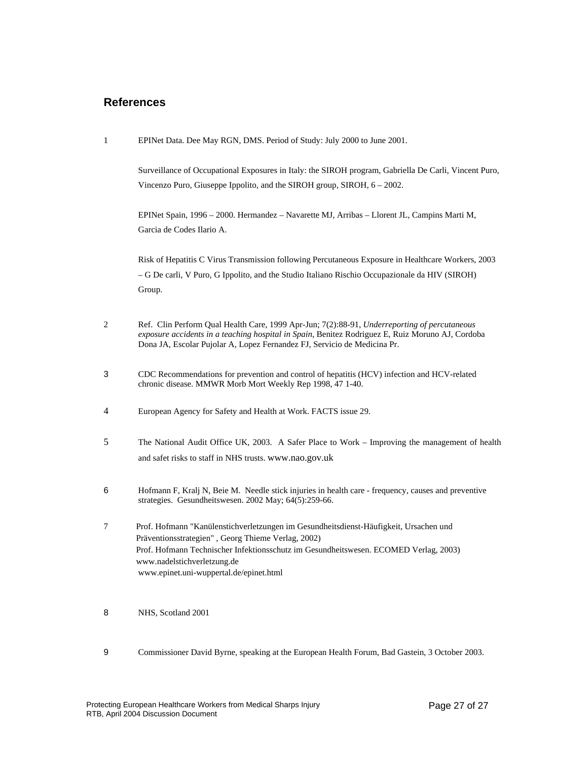## References

1 EPINet Data. Dee May RGN, DMS. Period of Study: July 2000 to June 2001.

Surveillance of Occupational Exposures in Italy: the SIROH program, Gabriella De Carli, Vincent Puro, Vincenzo Puro, Giuseppe Ippolito, and the SIROH group, SIROH, 6 – 2002.

EPINet Spain, 1996 – 2000. Hermandez – Navarette MJ, Arribas – Llorent JL, Campins Marti M, Garcia de Codes Ilario A.

Risk of Hepatitis C Virus Transmission following Percutaneous Exposure in Healthcare Workers, 2003 – G De carli, V Puro, G Ippolito, and the Studio Italiano Rischio Occupazionale da HIV (SIROH) Group.

2 Ref. Clin Perform Qual Health Care, 1999 Apr-Jun; 7(2):88-91, *Underreporting of percutaneous exposure accidents in a teaching hospital in Spain*, Benitez Rodriguez E, Ruiz Moruno AJ, Cordoba Dona JA, Escolar Pujolar A, Lopez Fernandez FJ, Servicio de Medicina Pr.

3 CDC Recommendations for prevention and control of hepatitis (HCV) infection and HCV-related chronic disease. MMWR Morb Mort Weekly Rep 1998, 47 1-40.

4 European Agency for Safety and Health at Work. FACTS issue 29.

5 The National Audit Office UK, 2003. A Safer Place to Work – Improving the management of health and safet risks to staff in NHS trusts. www.nao.gov.uk

6 Hofmann F, Kralj N, Beie M. Needle stick injuries in health care - frequency, causes and preventive strategies. Gesundheitswesen. 2002 May; 64(5):259-66.

7 Prof. Hofmann "Kanülenstichverletzungen im Gesundheitsdienst-Häufigkeit, Ursachen und Präventionsstrategien" , Georg Thieme Verlag, 2002)
Prof. Hofmann Technischer Infektionsschutz im Gesundheitswesen. ECOMED Verlag, 2003)
www.nadelstichverletzung.de
www.epinet.uni-wuppertal.de/epinet.html

8 NHS, Scotland 2001

9 Commissioner David Byrne, speaking at the European Health Forum, Bad Gastein, 3 October 2003.